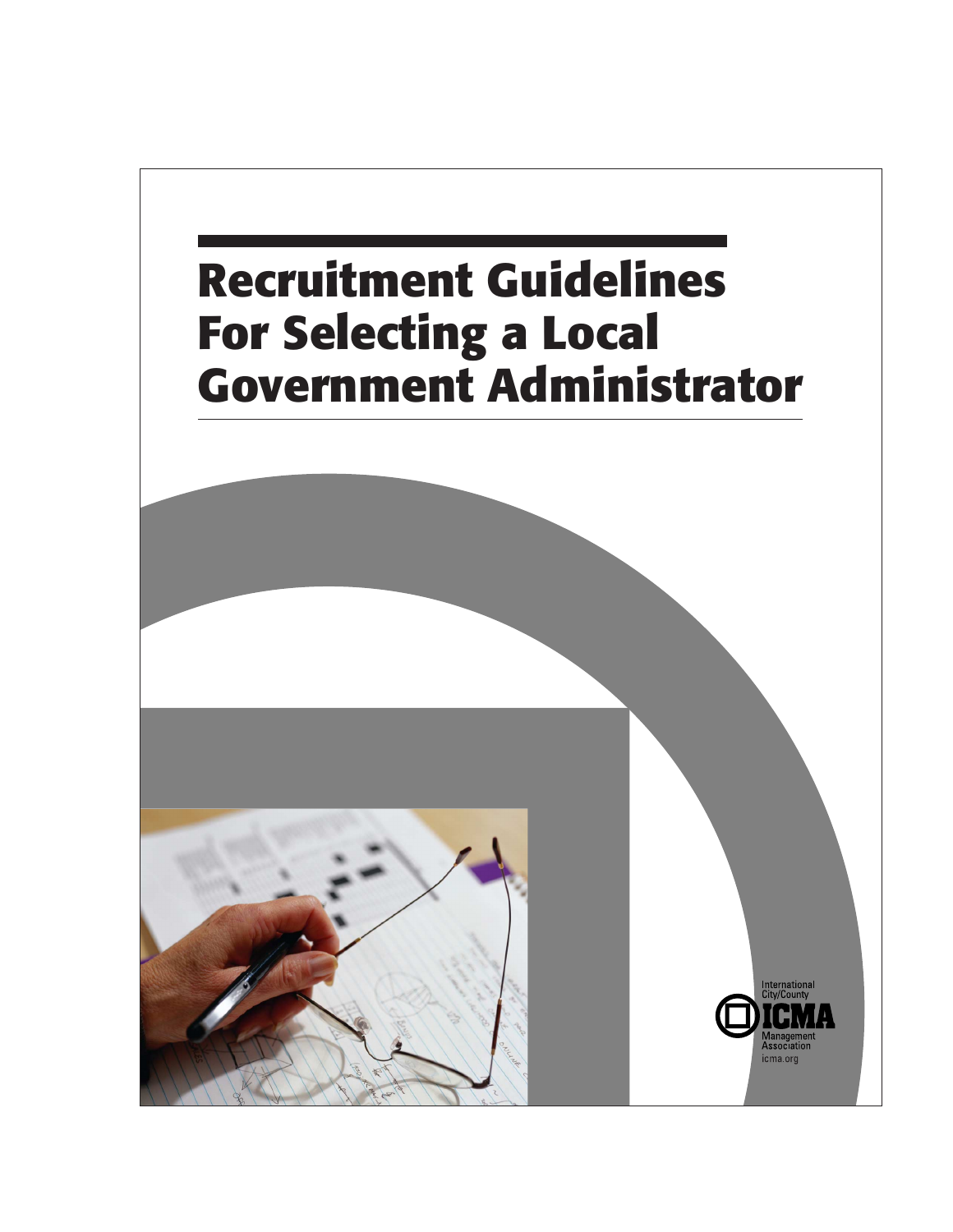# Recruitment Guidelines For Selecting a Local Government Administrator

International City/County Management Association

icma.org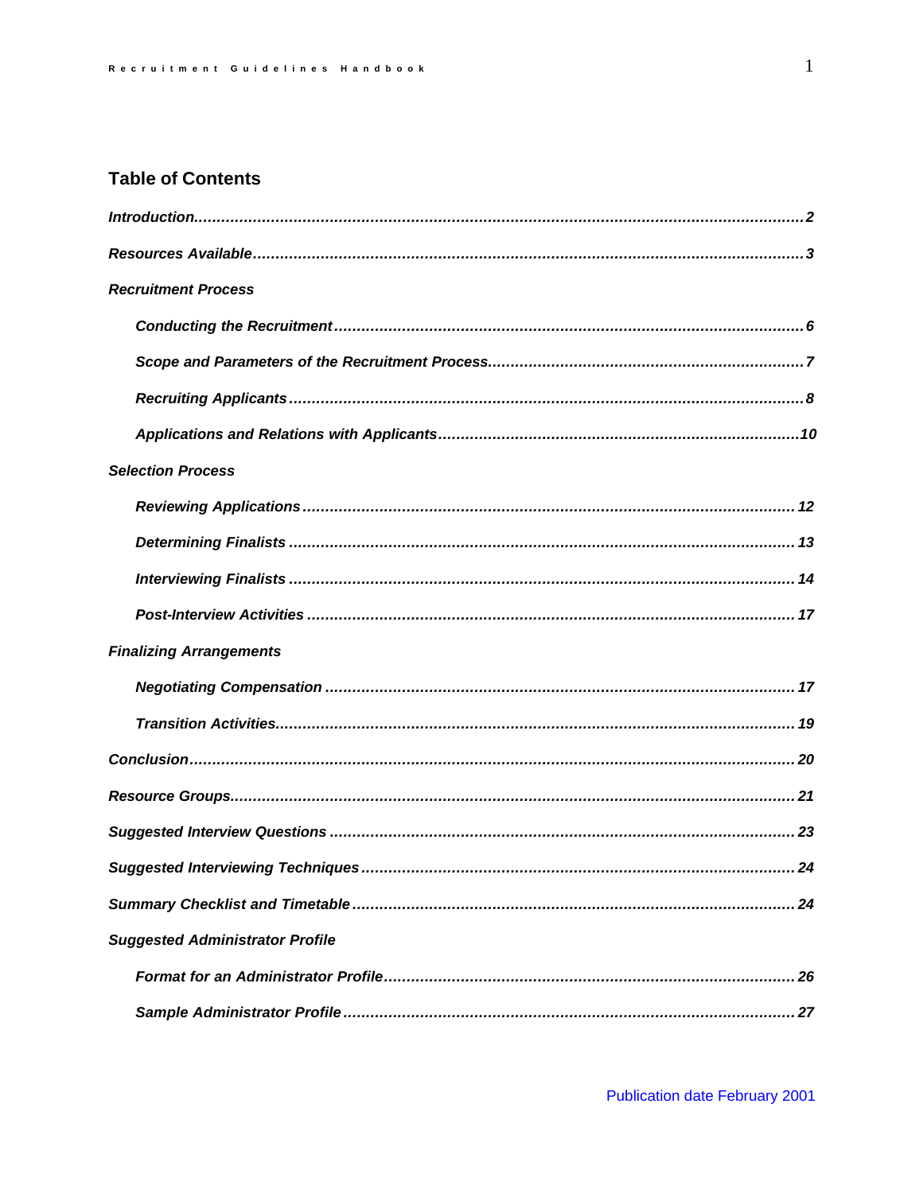## Table of Contents

*Introduction* ........ *2*

*Resources Available* ........ *3*

*Recruitment Process*

- *Conducting the Recruitment* ........ *6*
- *Scope and Parameters of the Recruitment Process* ........ *7*
- *Recruiting Applicants* ........ *8*
- *Applications and Relations with Applicants* ........ *10*

*Selection Process*

- *Reviewing Applications* ........ *12*
- *Determining Finalists* ........ *13*
- *Interviewing Finalists* ........ *14*
- *Post-Interview Activities* ........ *17*

*Finalizing Arrangements*

- *Negotiating Compensation* ........ *17*
- *Transition Activities* ........ *19*

*Conclusion* ........ *20*

*Resource Groups* ........ *21*

*Suggested Interview Questions* ........ *23*

*Suggested Interviewing Techniques* ........ *24*

*Summary Checklist and Timetable* ........ *24*

*Suggested Administrator Profile*

- *Format for an Administrator Profile* ........ *26*
- *Sample Administrator Profile* ........ *27*

Publication date February 2001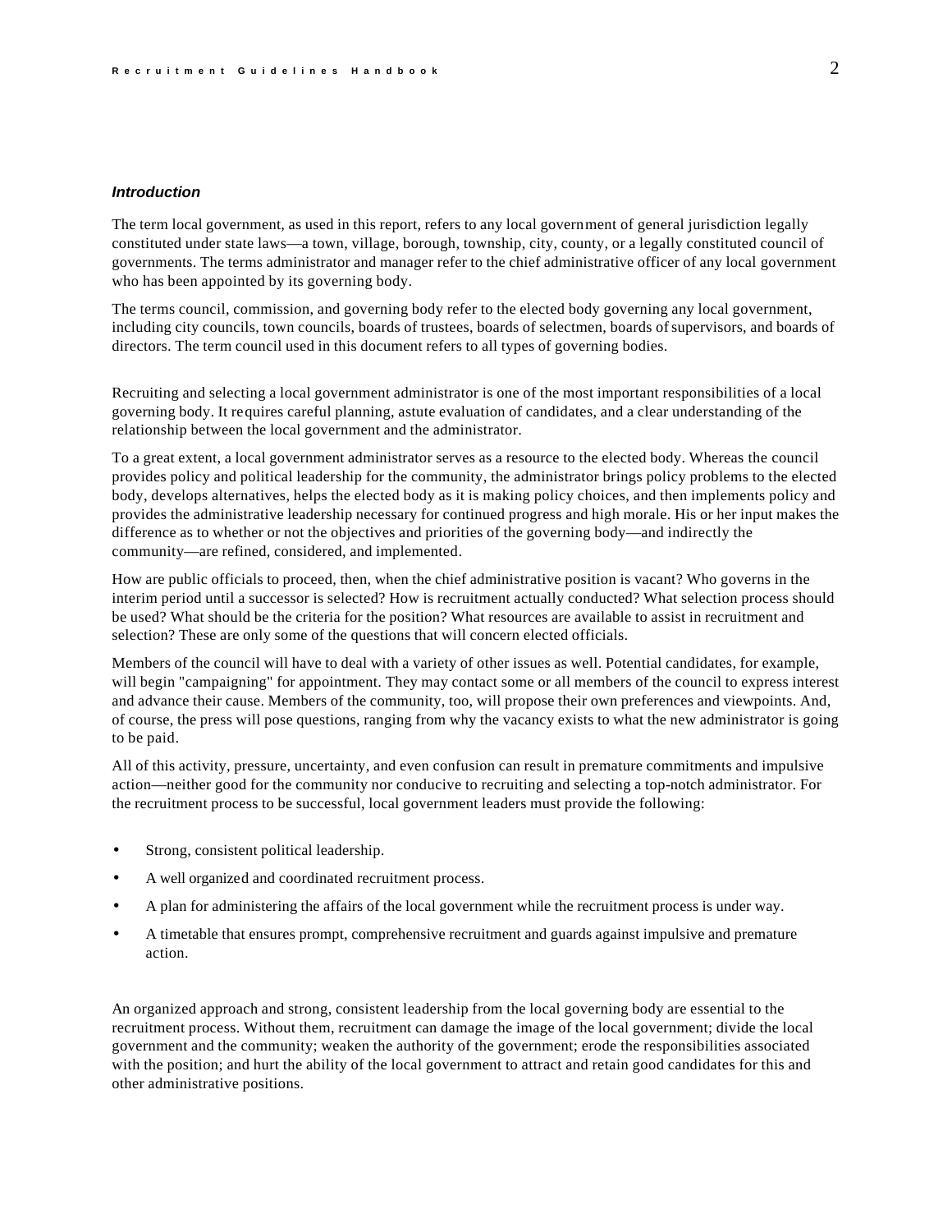### *Introduction*

The term local government, as used in this report, refers to any local government of general jurisdiction legally constituted under state laws—a town, village, borough, township, city, county, or a legally constituted council of governments. The terms administrator and manager refer to the chief administrative officer of any local government who has been appointed by its governing body.

The terms council, commission, and governing body refer to the elected body governing any local government, including city councils, town councils, boards of trustees, boards of selectmen, boards of supervisors, and boards of directors. The term council used in this document refers to all types of governing bodies.

Recruiting and selecting a local government administrator is one of the most important responsibilities of a local governing body. It requires careful planning, astute evaluation of candidates, and a clear understanding of the relationship between the local government and the administrator.

To a great extent, a local government administrator serves as a resource to the elected body. Whereas the council provides policy and political leadership for the community, the administrator brings policy problems to the elected body, develops alternatives, helps the elected body as it is making policy choices, and then implements policy and provides the administrative leadership necessary for continued progress and high morale. His or her input makes the difference as to whether or not the objectives and priorities of the governing body—and indirectly the community—are refined, considered, and implemented.

How are public officials to proceed, then, when the chief administrative position is vacant? Who governs in the interim period until a successor is selected? How is recruitment actually conducted? What selection process should be used? What should be the criteria for the position? What resources are available to assist in recruitment and selection? These are only some of the questions that will concern elected officials.

Members of the council will have to deal with a variety of other issues as well. Potential candidates, for example, will begin "campaigning" for appointment. They may contact some or all members of the council to express interest and advance their cause. Members of the community, too, will propose their own preferences and viewpoints. And, of course, the press will pose questions, ranging from why the vacancy exists to what the new administrator is going to be paid.

All of this activity, pressure, uncertainty, and even confusion can result in premature commitments and impulsive action—neither good for the community nor conducive to recruiting and selecting a top-notch administrator. For the recruitment process to be successful, local government leaders must provide the following:

- Strong, consistent political leadership.
- A well organized and coordinated recruitment process.
- A plan for administering the affairs of the local government while the recruitment process is under way.
- A timetable that ensures prompt, comprehensive recruitment and guards against impulsive and premature action.

An organized approach and strong, consistent leadership from the local governing body are essential to the recruitment process. Without them, recruitment can damage the image of the local government; divide the local government and the community; weaken the authority of the government; erode the responsibilities associated with the position; and hurt the ability of the local government to attract and retain good candidates for this and other administrative positions.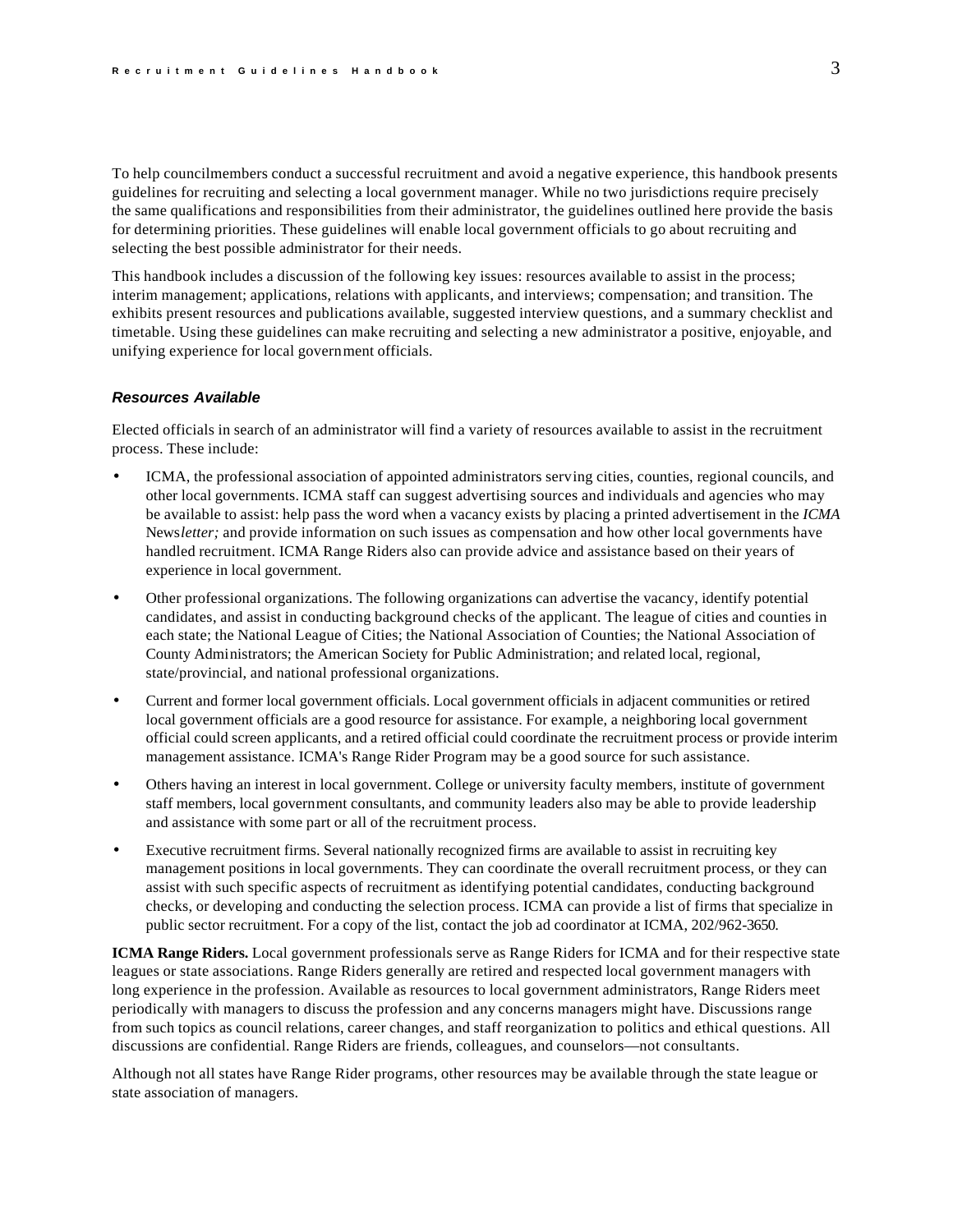To help councilmembers conduct a successful recruitment and avoid a negative experience, this handbook presents guidelines for recruiting and selecting a local government manager. While no two jurisdictions require precisely the same qualifications and responsibilities from their administrator, the guidelines outlined here provide the basis for determining priorities. These guidelines will enable local government officials to go about recruiting and selecting the best possible administrator for their needs.

This handbook includes a discussion of the following key issues: resources available to assist in the process; interim management; applications, relations with applicants, and interviews; compensation; and transition. The exhibits present resources and publications available, suggested interview questions, and a summary checklist and timetable. Using these guidelines can make recruiting and selecting a new administrator a positive, enjoyable, and unifying experience for local government officials.

### *Resources Available*

Elected officials in search of an administrator will find a variety of resources available to assist in the recruitment process. These include:

- ICMA, the professional association of appointed administrators serving cities, counties, regional councils, and other local governments. ICMA staff can suggest advertising sources and individuals and agencies who may be available to assist: help pass the word when a vacancy exists by placing a printed advertisement in the *ICMA* News*letter;* and provide information on such issues as compensation and how other local governments have handled recruitment. ICMA Range Riders also can provide advice and assistance based on their years of experience in local government.
- Other professional organizations. The following organizations can advertise the vacancy, identify potential candidates, and assist in conducting background checks of the applicant. The league of cities and counties in each state; the National League of Cities; the National Association of Counties; the National Association of County Administrators; the American Society for Public Administration; and related local, regional, state/provincial, and national professional organizations.
- Current and former local government officials. Local government officials in adjacent communities or retired local government officials are a good resource for assistance. For example, a neighboring local government official could screen applicants, and a retired official could coordinate the recruitment process or provide interim management assistance. ICMA's Range Rider Program may be a good source for such assistance.
- Others having an interest in local government. College or university faculty members, institute of government staff members, local government consultants, and community leaders also may be able to provide leadership and assistance with some part or all of the recruitment process.
- Executive recruitment firms. Several nationally recognized firms are available to assist in recruiting key management positions in local governments. They can coordinate the overall recruitment process, or they can assist with such specific aspects of recruitment as identifying potential candidates, conducting background checks, or developing and conducting the selection process. ICMA can provide a list of firms that specialize in public sector recruitment. For a copy of the list, contact the job ad coordinator at ICMA, 202/962-3650.

**ICMA Range Riders.** Local government professionals serve as Range Riders for ICMA and for their respective state leagues or state associations. Range Riders generally are retired and respected local government managers with long experience in the profession. Available as resources to local government administrators, Range Riders meet periodically with managers to discuss the profession and any concerns managers might have. Discussions range from such topics as council relations, career changes, and staff reorganization to politics and ethical questions. All discussions are confidential. Range Riders are friends, colleagues, and counselors—not consultants.

Although not all states have Range Rider programs, other resources may be available through the state league or state association of managers.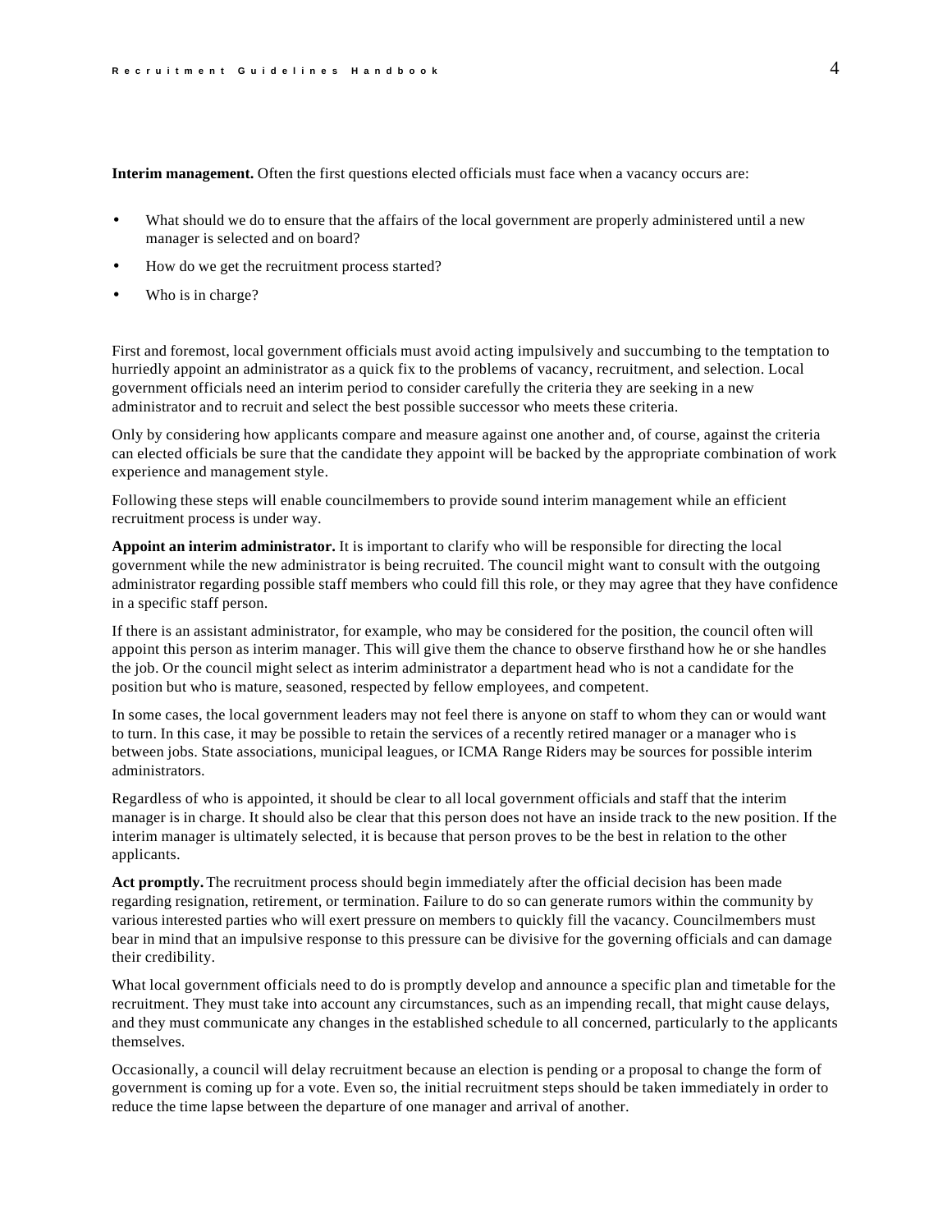**Interim management.** Often the first questions elected officials must face when a vacancy occurs are:

- What should we do to ensure that the affairs of the local government are properly administered until a new manager is selected and on board?
- How do we get the recruitment process started?
- Who is in charge?

First and foremost, local government officials must avoid acting impulsively and succumbing to the temptation to hurriedly appoint an administrator as a quick fix to the problems of vacancy, recruitment, and selection. Local government officials need an interim period to consider carefully the criteria they are seeking in a new administrator and to recruit and select the best possible successor who meets these criteria.

Only by considering how applicants compare and measure against one another and, of course, against the criteria can elected officials be sure that the candidate they appoint will be backed by the appropriate combination of work experience and management style.

Following these steps will enable councilmembers to provide sound interim management while an efficient recruitment process is under way.

**Appoint an interim administrator.** It is important to clarify who will be responsible for directing the local government while the new administrator is being recruited. The council might want to consult with the outgoing administrator regarding possible staff members who could fill this role, or they may agree that they have confidence in a specific staff person.

If there is an assistant administrator, for example, who may be considered for the position, the council often will appoint this person as interim manager. This will give them the chance to observe firsthand how he or she handles the job. Or the council might select as interim administrator a department head who is not a candidate for the position but who is mature, seasoned, respected by fellow employees, and competent.

In some cases, the local government leaders may not feel there is anyone on staff to whom they can or would want to turn. In this case, it may be possible to retain the services of a recently retired manager or a manager who is between jobs. State associations, municipal leagues, or ICMA Range Riders may be sources for possible interim administrators.

Regardless of who is appointed, it should be clear to all local government officials and staff that the interim manager is in charge. It should also be clear that this person does not have an inside track to the new position. If the interim manager is ultimately selected, it is because that person proves to be the best in relation to the other applicants.

**Act promptly.** The recruitment process should begin immediately after the official decision has been made regarding resignation, retirement, or termination. Failure to do so can generate rumors within the community by various interested parties who will exert pressure on members to quickly fill the vacancy. Councilmembers must bear in mind that an impulsive response to this pressure can be divisive for the governing officials and can damage their credibility.

What local government officials need to do is promptly develop and announce a specific plan and timetable for the recruitment. They must take into account any circumstances, such as an impending recall, that might cause delays, and they must communicate any changes in the established schedule to all concerned, particularly to the applicants themselves.

Occasionally, a council will delay recruitment because an election is pending or a proposal to change the form of government is coming up for a vote. Even so, the initial recruitment steps should be taken immediately in order to reduce the time lapse between the departure of one manager and arrival of another.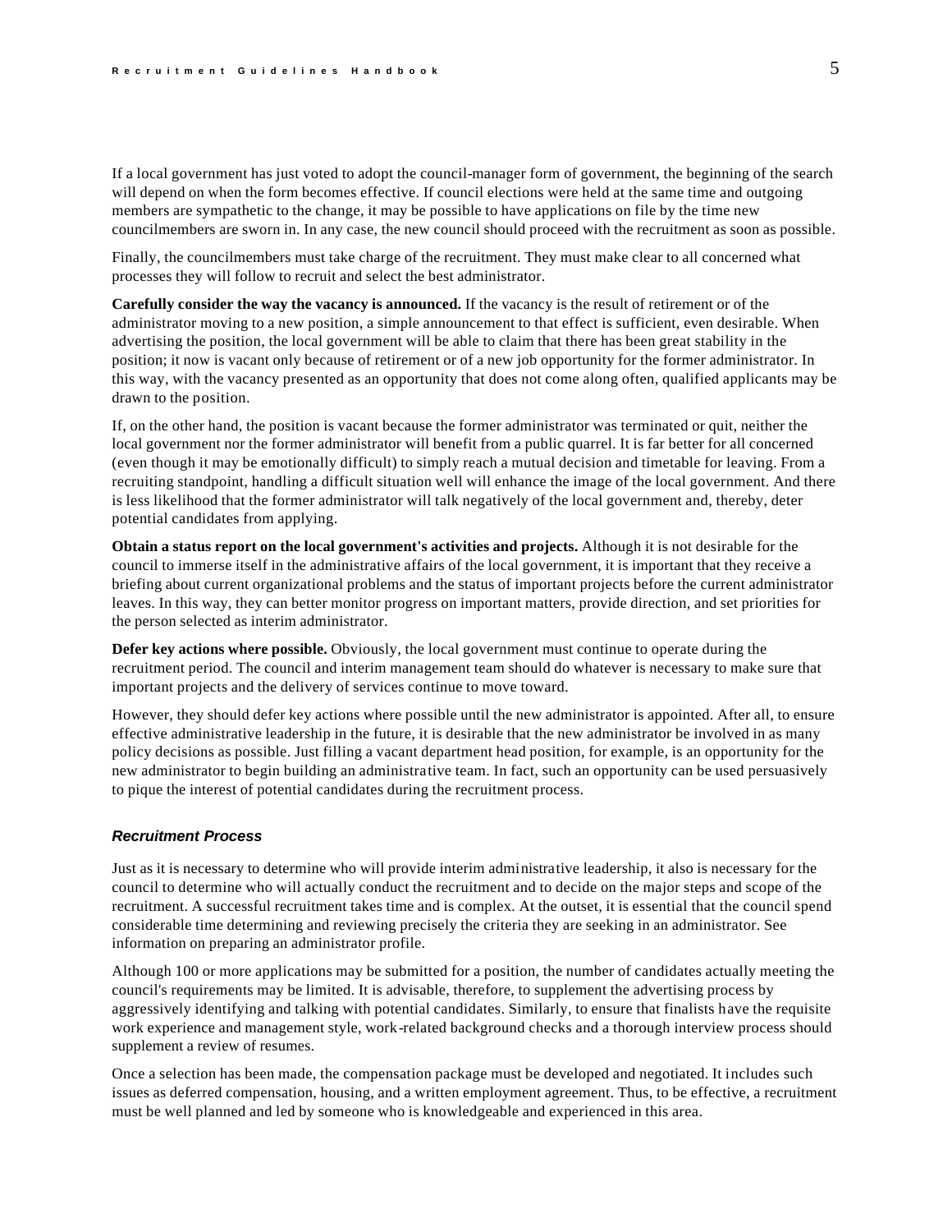If a local government has just voted to adopt the council-manager form of government, the beginning of the search will depend on when the form becomes effective. If council elections were held at the same time and outgoing members are sympathetic to the change, it may be possible to have applications on file by the time new councilmembers are sworn in. In any case, the new council should proceed with the recruitment as soon as possible.

Finally, the councilmembers must take charge of the recruitment. They must make clear to all concerned what processes they will follow to recruit and select the best administrator.

**Carefully consider the way the vacancy is announced.** If the vacancy is the result of retirement or of the administrator moving to a new position, a simple announcement to that effect is sufficient, even desirable. When advertising the position, the local government will be able to claim that there has been great stability in the position; it now is vacant only because of retirement or of a new job opportunity for the former administrator. In this way, with the vacancy presented as an opportunity that does not come along often, qualified applicants may be drawn to the position.

If, on the other hand, the position is vacant because the former administrator was terminated or quit, neither the local government nor the former administrator will benefit from a public quarrel. It is far better for all concerned (even though it may be emotionally difficult) to simply reach a mutual decision and timetable for leaving. From a recruiting standpoint, handling a difficult situation well will enhance the image of the local government. And there is less likelihood that the former administrator will talk negatively of the local government and, thereby, deter potential candidates from applying.

**Obtain a status report on the local government's activities and projects.** Although it is not desirable for the council to immerse itself in the administrative affairs of the local government, it is important that they receive a briefing about current organizational problems and the status of important projects before the current administrator leaves. In this way, they can better monitor progress on important matters, provide direction, and set priorities for the person selected as interim administrator.

**Defer key actions where possible.** Obviously, the local government must continue to operate during the recruitment period. The council and interim management team should do whatever is necessary to make sure that important projects and the delivery of services continue to move toward.

However, they should defer key actions where possible until the new administrator is appointed. After all, to ensure effective administrative leadership in the future, it is desirable that the new administrator be involved in as many policy decisions as possible. Just filling a vacant department head position, for example, is an opportunity for the new administrator to begin building an administrative team. In fact, such an opportunity can be used persuasively to pique the interest of potential candidates during the recruitment process.

### *Recruitment Process*

Just as it is necessary to determine who will provide interim administrative leadership, it also is necessary for the council to determine who will actually conduct the recruitment and to decide on the major steps and scope of the recruitment. A successful recruitment takes time and is complex. At the outset, it is essential that the council spend considerable time determining and reviewing precisely the criteria they are seeking in an administrator. See information on preparing an administrator profile.

Although 100 or more applications may be submitted for a position, the number of candidates actually meeting the council's requirements may be limited. It is advisable, therefore, to supplement the advertising process by aggressively identifying and talking with potential candidates. Similarly, to ensure that finalists have the requisite work experience and management style, work-related background checks and a thorough interview process should supplement a review of resumes.

Once a selection has been made, the compensation package must be developed and negotiated. It includes such issues as deferred compensation, housing, and a written employment agreement. Thus, to be effective, a recruitment must be well planned and led by someone who is knowledgeable and experienced in this area.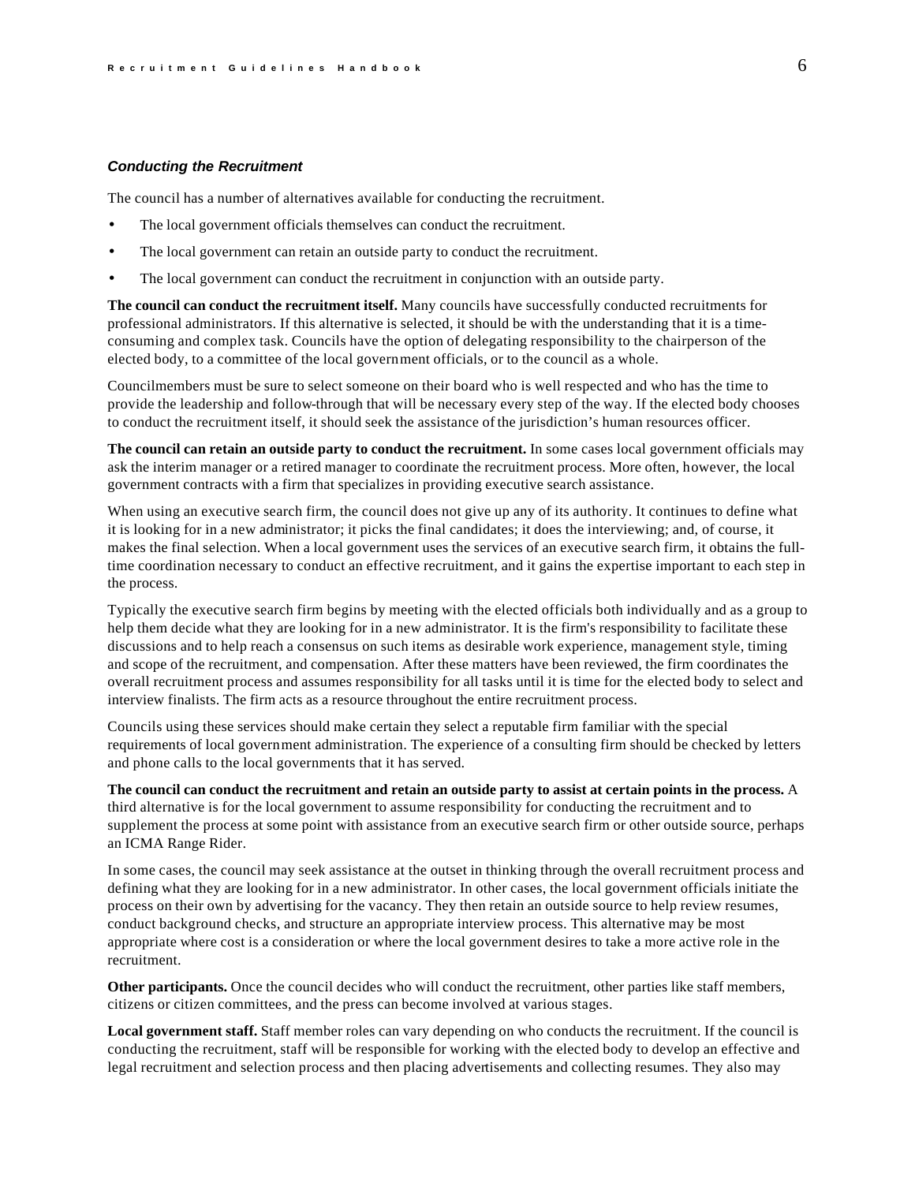### *Conducting the Recruitment*

The council has a number of alternatives available for conducting the recruitment.

- The local government officials themselves can conduct the recruitment.
- The local government can retain an outside party to conduct the recruitment.
- The local government can conduct the recruitment in conjunction with an outside party.

**The council can conduct the recruitment itself.** Many councils have successfully conducted recruitments for professional administrators. If this alternative is selected, it should be with the understanding that it is a time-consuming and complex task. Councils have the option of delegating responsibility to the chairperson of the elected body, to a committee of the local government officials, or to the council as a whole.

Councilmembers must be sure to select someone on their board who is well respected and who has the time to provide the leadership and follow-through that will be necessary every step of the way. If the elected body chooses to conduct the recruitment itself, it should seek the assistance of the jurisdiction's human resources officer.

**The council can retain an outside party to conduct the recruitment.** In some cases local government officials may ask the interim manager or a retired manager to coordinate the recruitment process. More often, however, the local government contracts with a firm that specializes in providing executive search assistance.

When using an executive search firm, the council does not give up any of its authority. It continues to define what it is looking for in a new administrator; it picks the final candidates; it does the interviewing; and, of course, it makes the final selection. When a local government uses the services of an executive search firm, it obtains the full-time coordination necessary to conduct an effective recruitment, and it gains the expertise important to each step in the process.

Typically the executive search firm begins by meeting with the elected officials both individually and as a group to help them decide what they are looking for in a new administrator. It is the firm's responsibility to facilitate these discussions and to help reach a consensus on such items as desirable work experience, management style, timing and scope of the recruitment, and compensation. After these matters have been reviewed, the firm coordinates the overall recruitment process and assumes responsibility for all tasks until it is time for the elected body to select and interview finalists. The firm acts as a resource throughout the entire recruitment process.

Councils using these services should make certain they select a reputable firm familiar with the special requirements of local government administration. The experience of a consulting firm should be checked by letters and phone calls to the local governments that it has served.

**The council can conduct the recruitment and retain an outside party to assist at certain points in the process.** A third alternative is for the local government to assume responsibility for conducting the recruitment and to supplement the process at some point with assistance from an executive search firm or other outside source, perhaps an ICMA Range Rider.

In some cases, the council may seek assistance at the outset in thinking through the overall recruitment process and defining what they are looking for in a new administrator. In other cases, the local government officials initiate the process on their own by advertising for the vacancy. They then retain an outside source to help review resumes, conduct background checks, and structure an appropriate interview process. This alternative may be most appropriate where cost is a consideration or where the local government desires to take a more active role in the recruitment.

**Other participants.** Once the council decides who will conduct the recruitment, other parties like staff members, citizens or citizen committees, and the press can become involved at various stages.

**Local government staff.** Staff member roles can vary depending on who conducts the recruitment. If the council is conducting the recruitment, staff will be responsible for working with the elected body to develop an effective and legal recruitment and selection process and then placing advertisements and collecting resumes. They also may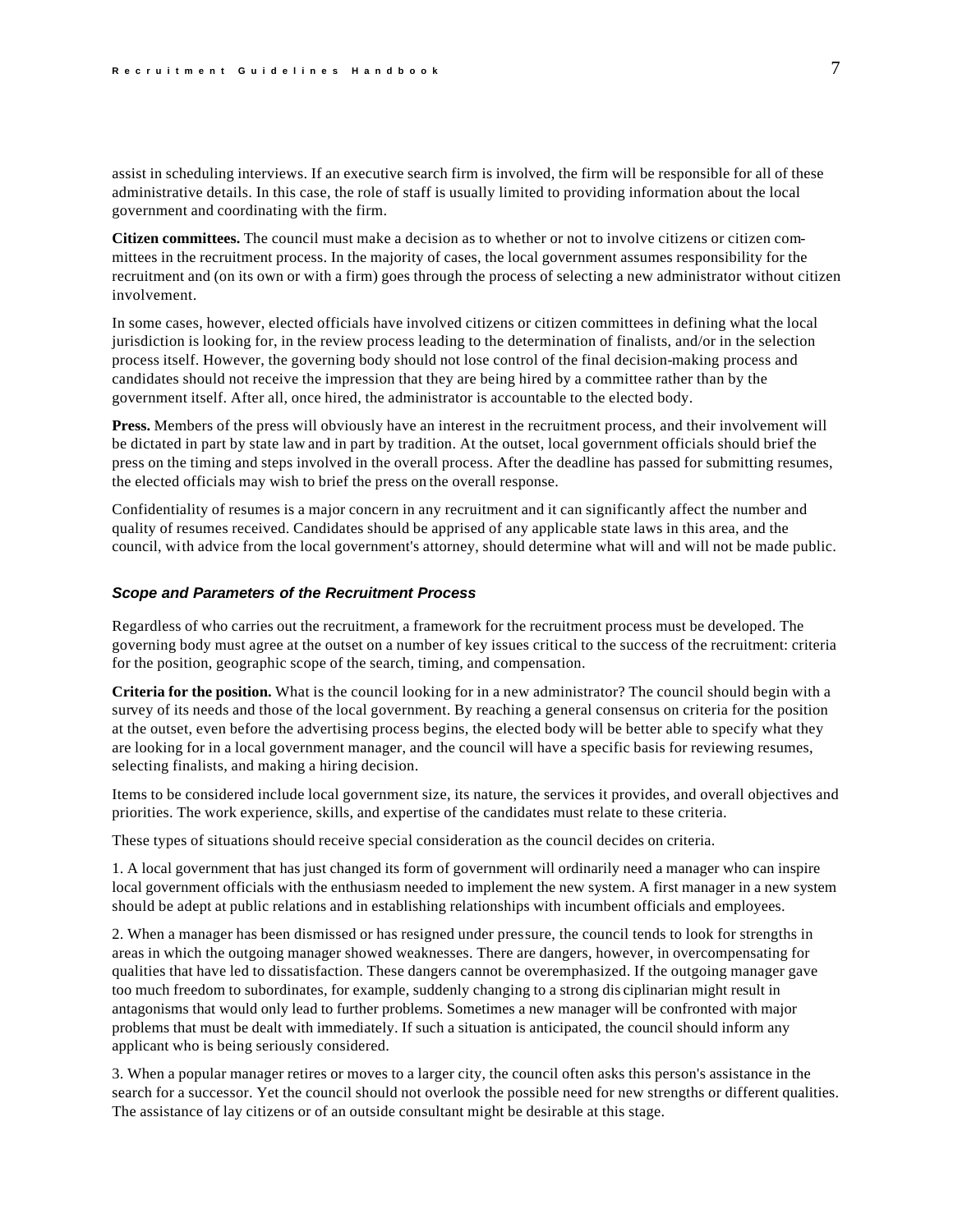assist in scheduling interviews. If an executive search firm is involved, the firm will be responsible for all of these administrative details. In this case, the role of staff is usually limited to providing information about the local government and coordinating with the firm.

**Citizen committees.** The council must make a decision as to whether or not to involve citizens or citizen committees in the recruitment process. In the majority of cases, the local government assumes responsibility for the recruitment and (on its own or with a firm) goes through the process of selecting a new administrator without citizen involvement.

In some cases, however, elected officials have involved citizens or citizen committees in defining what the local jurisdiction is looking for, in the review process leading to the determination of finalists, and/or in the selection process itself. However, the governing body should not lose control of the final decision-making process and candidates should not receive the impression that they are being hired by a committee rather than by the government itself. After all, once hired, the administrator is accountable to the elected body.

**Press.** Members of the press will obviously have an interest in the recruitment process, and their involvement will be dictated in part by state law and in part by tradition. At the outset, local government officials should brief the press on the timing and steps involved in the overall process. After the deadline has passed for submitting resumes, the elected officials may wish to brief the press on the overall response.

Confidentiality of resumes is a major concern in any recruitment and it can significantly affect the number and quality of resumes received. Candidates should be apprised of any applicable state laws in this area, and the council, with advice from the local government's attorney, should determine what will and will not be made public.

### *Scope and Parameters of the Recruitment Process*

Regardless of who carries out the recruitment, a framework for the recruitment process must be developed. The governing body must agree at the outset on a number of key issues critical to the success of the recruitment: criteria for the position, geographic scope of the search, timing, and compensation.

**Criteria for the position.** What is the council looking for in a new administrator? The council should begin with a survey of its needs and those of the local government. By reaching a general consensus on criteria for the position at the outset, even before the advertising process begins, the elected body will be better able to specify what they are looking for in a local government manager, and the council will have a specific basis for reviewing resumes, selecting finalists, and making a hiring decision.

Items to be considered include local government size, its nature, the services it provides, and overall objectives and priorities. The work experience, skills, and expertise of the candidates must relate to these criteria.

These types of situations should receive special consideration as the council decides on criteria.

1. A local government that has just changed its form of government will ordinarily need a manager who can inspire local government officials with the enthusiasm needed to implement the new system. A first manager in a new system should be adept at public relations and in establishing relationships with incumbent officials and employees.

2. When a manager has been dismissed or has resigned under pressure, the council tends to look for strengths in areas in which the outgoing manager showed weaknesses. There are dangers, however, in overcompensating for qualities that have led to dissatisfaction. These dangers cannot be overemphasized. If the outgoing manager gave too much freedom to subordinates, for example, suddenly changing to a strong disciplinarian might result in antagonisms that would only lead to further problems. Sometimes a new manager will be confronted with major problems that must be dealt with immediately. If such a situation is anticipated, the council should inform any applicant who is being seriously considered.

3. When a popular manager retires or moves to a larger city, the council often asks this person's assistance in the search for a successor. Yet the council should not overlook the possible need for new strengths or different qualities. The assistance of lay citizens or of an outside consultant might be desirable at this stage.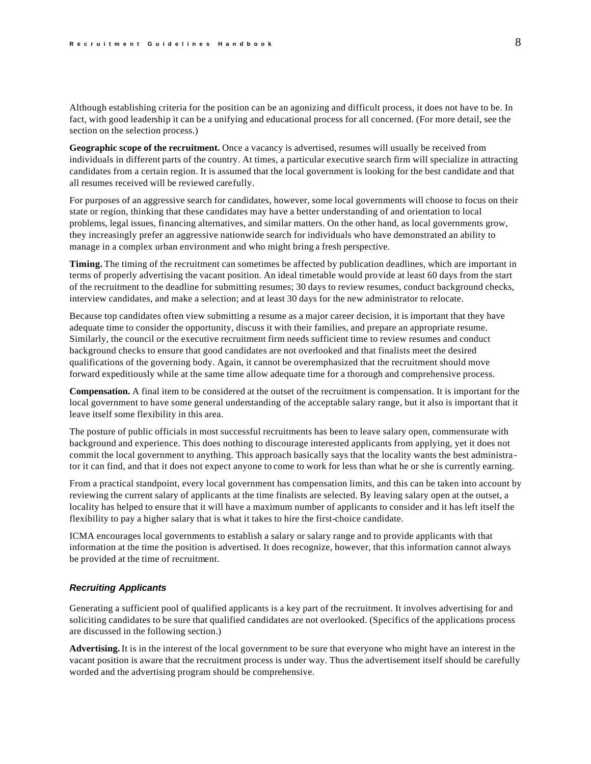Although establishing criteria for the position can be an agonizing and difficult process, it does not have to be. In fact, with good leadership it can be a unifying and educational process for all concerned. (For more detail, see the section on the selection process.)

**Geographic scope of the recruitment.** Once a vacancy is advertised, resumes will usually be received from individuals in different parts of the country. At times, a particular executive search firm will specialize in attracting candidates from a certain region. It is assumed that the local government is looking for the best candidate and that all resumes received will be reviewed carefully.

For purposes of an aggressive search for candidates, however, some local governments will choose to focus on their state or region, thinking that these candidates may have a better understanding of and orientation to local problems, legal issues, financing alternatives, and similar matters. On the other hand, as local governments grow, they increasingly prefer an aggressive nationwide search for individuals who have demonstrated an ability to manage in a complex urban environment and who might bring a fresh perspective.

**Timing.** The timing of the recruitment can sometimes be affected by publication deadlines, which are important in terms of properly advertising the vacant position. An ideal timetable would provide at least 60 days from the start of the recruitment to the deadline for submitting resumes; 30 days to review resumes, conduct background checks, interview candidates, and make a selection; and at least 30 days for the new administrator to relocate.

Because top candidates often view submitting a resume as a major career decision, it is important that they have adequate time to consider the opportunity, discuss it with their families, and prepare an appropriate resume. Similarly, the council or the executive recruitment firm needs sufficient time to review resumes and conduct background checks to ensure that good candidates are not overlooked and that finalists meet the desired qualifications of the governing body. Again, it cannot be overemphasized that the recruitment should move forward expeditiously while at the same time allow adequate time for a thorough and comprehensive process.

**Compensation.** A final item to be considered at the outset of the recruitment is compensation. It is important for the local government to have some general understanding of the acceptable salary range, but it also is important that it leave itself some flexibility in this area.

The posture of public officials in most successful recruitments has been to leave salary open, commensurate with background and experience. This does nothing to discourage interested applicants from applying, yet it does not commit the local government to anything. This approach basically says that the locality wants the best administrator it can find, and that it does not expect anyone to come to work for less than what he or she is currently earning.

From a practical standpoint, every local government has compensation limits, and this can be taken into account by reviewing the current salary of applicants at the time finalists are selected. By leaving salary open at the outset, a locality has helped to ensure that it will have a maximum number of applicants to consider and it has left itself the flexibility to pay a higher salary that is what it takes to hire the first-choice candidate.

ICMA encourages local governments to establish a salary or salary range and to provide applicants with that information at the time the position is advertised. It does recognize, however, that this information cannot always be provided at the time of recruitment.

### *Recruiting Applicants*

Generating a sufficient pool of qualified applicants is a key part of the recruitment. It involves advertising for and soliciting candidates to be sure that qualified candidates are not overlooked. (Specifics of the applications process are discussed in the following section.)

**Advertising.** It is in the interest of the local government to be sure that everyone who might have an interest in the vacant position is aware that the recruitment process is under way. Thus the advertisement itself should be carefully worded and the advertising program should be comprehensive.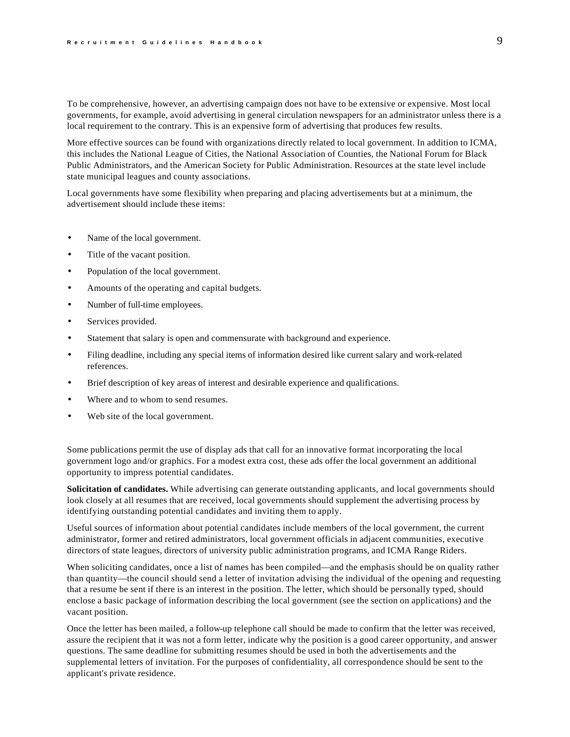To be comprehensive, however, an advertising campaign does not have to be extensive or expensive. Most local governments, for example, avoid advertising in general circulation newspapers for an administrator unless there is a local requirement to the contrary. This is an expensive form of advertising that produces few results.

More effective sources can be found with organizations directly related to local government. In addition to ICMA, this includes the National League of Cities, the National Association of Counties, the National Forum for Black Public Administrators, and the American Society for Public Administration. Resources at the state level include state municipal leagues and county associations.

Local governments have some flexibility when preparing and placing advertisements but at a minimum, the advertisement should include these items:

- Name of the local government.
- Title of the vacant position.
- Population of the local government.
- Amounts of the operating and capital budgets.
- Number of full-time employees.
- Services provided.
- Statement that salary is open and commensurate with background and experience.
- Filing deadline, including any special items of information desired like current salary and work-related references.
- Brief description of key areas of interest and desirable experience and qualifications.
- Where and to whom to send resumes.
- Web site of the local government.

Some publications permit the use of display ads that call for an innovative format incorporating the local government logo and/or graphics. For a modest extra cost, these ads offer the local government an additional opportunity to impress potential candidates.

**Solicitation of candidates.** While advertising can generate outstanding applicants, and local governments should look closely at all resumes that are received, local governments should supplement the advertising process by identifying outstanding potential candidates and inviting them to apply.

Useful sources of information about potential candidates include members of the local government, the current administrator, former and retired administrators, local government officials in adjacent communities, executive directors of state leagues, directors of university public administration programs, and ICMA Range Riders.

When soliciting candidates, once a list of names has been compiled—and the emphasis should be on quality rather than quantity—the council should send a letter of invitation advising the individual of the opening and requesting that a resume be sent if there is an interest in the position. The letter, which should be personally typed, should enclose a basic package of information describing the local government (see the section on applications) and the vacant position.

Once the letter has been mailed, a follow-up telephone call should be made to confirm that the letter was received, assure the recipient that it was not a form letter, indicate why the position is a good career opportunity, and answer questions. The same deadline for submitting resumes should be used in both the advertisements and the supplemental letters of invitation. For the purposes of confidentiality, all correspondence should be sent to the applicant's private residence.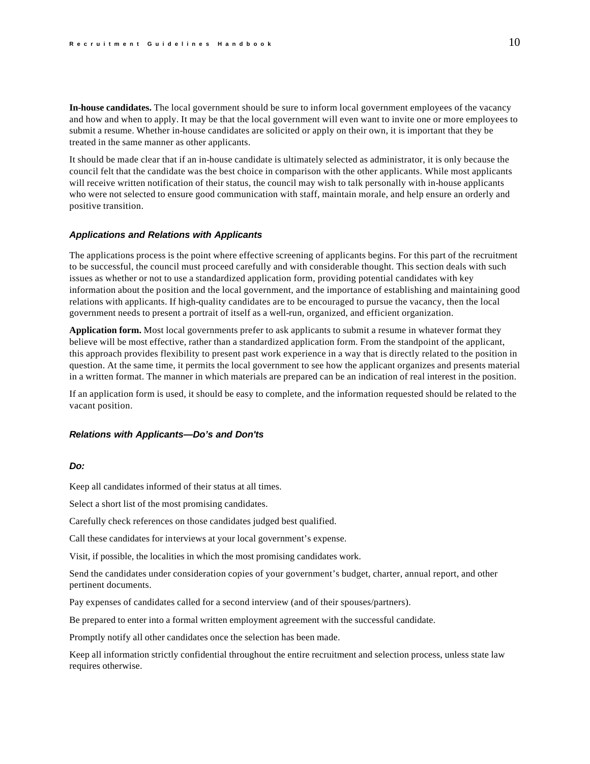**In-house candidates.** The local government should be sure to inform local government employees of the vacancy and how and when to apply. It may be that the local government will even want to invite one or more employees to submit a resume. Whether in-house candidates are solicited or apply on their own, it is important that they be treated in the same manner as other applicants.

It should be made clear that if an in-house candidate is ultimately selected as administrator, it is only because the council felt that the candidate was the best choice in comparison with the other applicants. While most applicants will receive written notification of their status, the council may wish to talk personally with in-house applicants who were not selected to ensure good communication with staff, maintain morale, and help ensure an orderly and positive transition.

### *Applications and Relations with Applicants*

The applications process is the point where effective screening of applicants begins. For this part of the recruitment to be successful, the council must proceed carefully and with considerable thought. This section deals with such issues as whether or not to use a standardized application form, providing potential candidates with key information about the position and the local government, and the importance of establishing and maintaining good relations with applicants. If high-quality candidates are to be encouraged to pursue the vacancy, then the local government needs to present a portrait of itself as a well-run, organized, and efficient organization.

**Application form.** Most local governments prefer to ask applicants to submit a resume in whatever format they believe will be most effective, rather than a standardized application form. From the standpoint of the applicant, this approach provides flexibility to present past work experience in a way that is directly related to the position in question. At the same time, it permits the local government to see how the applicant organizes and presents material in a written format. The manner in which materials are prepared can be an indication of real interest in the position.

If an application form is used, it should be easy to complete, and the information requested should be related to the vacant position.

### *Relations with Applicants—Do's and Don'ts*

#### *Do:*

Keep all candidates informed of their status at all times.

Select a short list of the most promising candidates.

Carefully check references on those candidates judged best qualified.

Call these candidates for interviews at your local government's expense.

Visit, if possible, the localities in which the most promising candidates work.

Send the candidates under consideration copies of your government's budget, charter, annual report, and other pertinent documents.

Pay expenses of candidates called for a second interview (and of their spouses/partners).

Be prepared to enter into a formal written employment agreement with the successful candidate.

Promptly notify all other candidates once the selection has been made.

Keep all information strictly confidential throughout the entire recruitment and selection process, unless state law requires otherwise.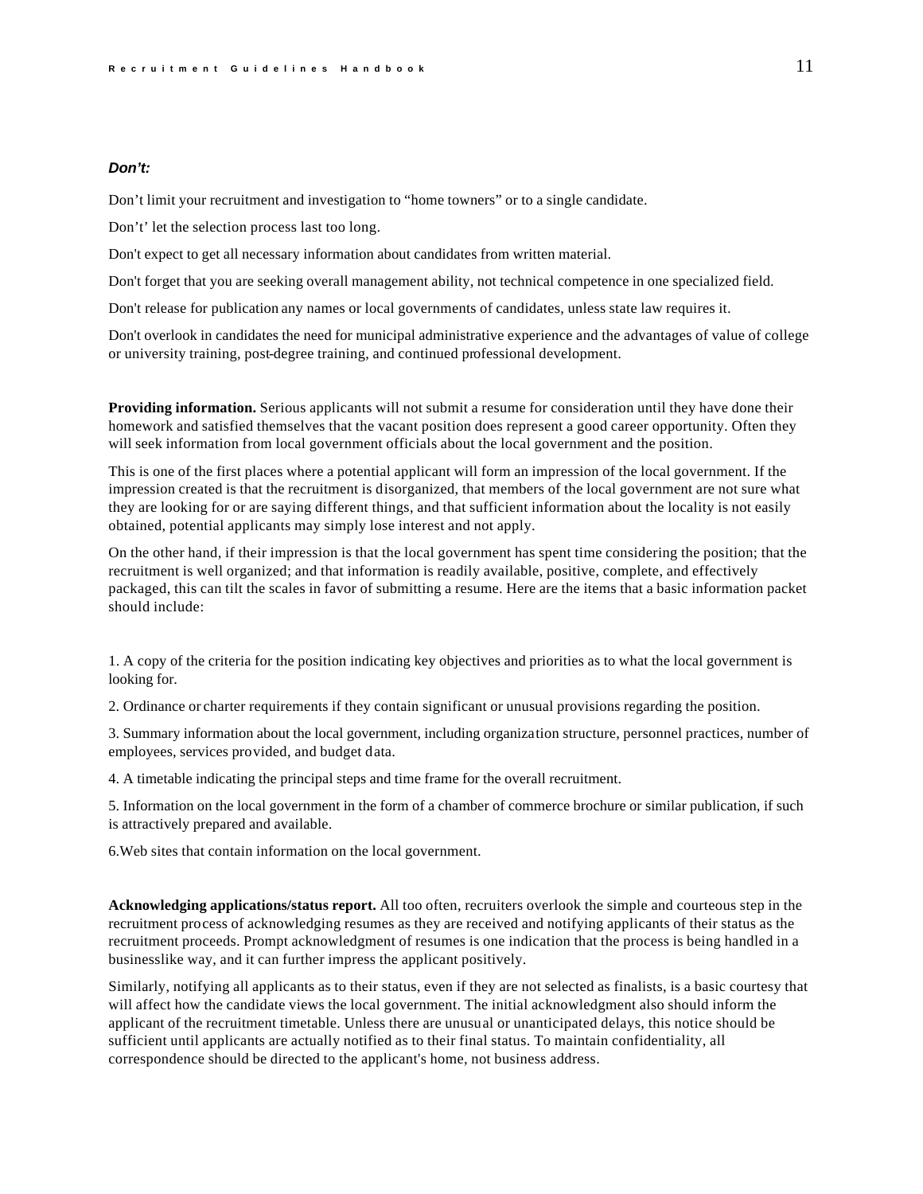***Don't:***

Don't limit your recruitment and investigation to "home towners" or to a single candidate.

Don't' let the selection process last too long.

Don't expect to get all necessary information about candidates from written material.

Don't forget that you are seeking overall management ability, not technical competence in one specialized field.

Don't release for publication any names or local governments of candidates, unless state law requires it.

Don't overlook in candidates the need for municipal administrative experience and the advantages of value of college or university training, post-degree training, and continued professional development.

**Providing information.** Serious applicants will not submit a resume for consideration until they have done their homework and satisfied themselves that the vacant position does represent a good career opportunity. Often they will seek information from local government officials about the local government and the position.

This is one of the first places where a potential applicant will form an impression of the local government. If the impression created is that the recruitment is disorganized, that members of the local government are not sure what they are looking for or are saying different things, and that sufficient information about the locality is not easily obtained, potential applicants may simply lose interest and not apply.

On the other hand, if their impression is that the local government has spent time considering the position; that the recruitment is well organized; and that information is readily available, positive, complete, and effectively packaged, this can tilt the scales in favor of submitting a resume. Here are the items that a basic information packet should include:

1. A copy of the criteria for the position indicating key objectives and priorities as to what the local government is looking for.

2. Ordinance or charter requirements if they contain significant or unusual provisions regarding the position.

3. Summary information about the local government, including organization structure, personnel practices, number of employees, services provided, and budget data.

4. A timetable indicating the principal steps and time frame for the overall recruitment.

5. Information on the local government in the form of a chamber of commerce brochure or similar publication, if such is attractively prepared and available.

6.Web sites that contain information on the local government.

**Acknowledging applications/status report.** All too often, recruiters overlook the simple and courteous step in the recruitment process of acknowledging resumes as they are received and notifying applicants of their status as the recruitment proceeds. Prompt acknowledgment of resumes is one indication that the process is being handled in a businesslike way, and it can further impress the applicant positively.

Similarly, notifying all applicants as to their status, even if they are not selected as finalists, is a basic courtesy that will affect how the candidate views the local government. The initial acknowledgment also should inform the applicant of the recruitment timetable. Unless there are unusual or unanticipated delays, this notice should be sufficient until applicants are actually notified as to their final status. To maintain confidentiality, all correspondence should be directed to the applicant's home, not business address.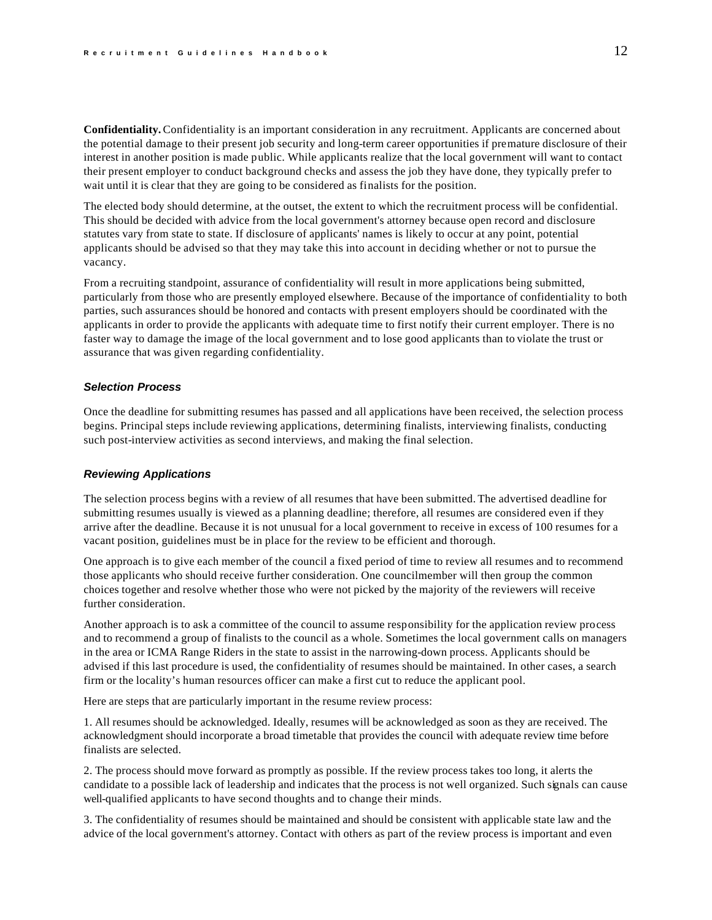**Confidentiality.** Confidentiality is an important consideration in any recruitment. Applicants are concerned about the potential damage to their present job security and long-term career opportunities if premature disclosure of their interest in another position is made public. While applicants realize that the local government will want to contact their present employer to conduct background checks and assess the job they have done, they typically prefer to wait until it is clear that they are going to be considered as finalists for the position.

The elected body should determine, at the outset, the extent to which the recruitment process will be confidential. This should be decided with advice from the local government's attorney because open record and disclosure statutes vary from state to state. If disclosure of applicants' names is likely to occur at any point, potential applicants should be advised so that they may take this into account in deciding whether or not to pursue the vacancy.

From a recruiting standpoint, assurance of confidentiality will result in more applications being submitted, particularly from those who are presently employed elsewhere. Because of the importance of confidentiality to both parties, such assurances should be honored and contacts with present employers should be coordinated with the applicants in order to provide the applicants with adequate time to first notify their current employer. There is no faster way to damage the image of the local government and to lose good applicants than to violate the trust or assurance that was given regarding confidentiality.

### *Selection Process*

Once the deadline for submitting resumes has passed and all applications have been received, the selection process begins. Principal steps include reviewing applications, determining finalists, interviewing finalists, conducting such post-interview activities as second interviews, and making the final selection.

### *Reviewing Applications*

The selection process begins with a review of all resumes that have been submitted. The advertised deadline for submitting resumes usually is viewed as a planning deadline; therefore, all resumes are considered even if they arrive after the deadline. Because it is not unusual for a local government to receive in excess of 100 resumes for a vacant position, guidelines must be in place for the review to be efficient and thorough.

One approach is to give each member of the council a fixed period of time to review all resumes and to recommend those applicants who should receive further consideration. One councilmember will then group the common choices together and resolve whether those who were not picked by the majority of the reviewers will receive further consideration.

Another approach is to ask a committee of the council to assume responsibility for the application review process and to recommend a group of finalists to the council as a whole. Sometimes the local government calls on managers in the area or ICMA Range Riders in the state to assist in the narrowing-down process. Applicants should be advised if this last procedure is used, the confidentiality of resumes should be maintained. In other cases, a search firm or the locality's human resources officer can make a first cut to reduce the applicant pool.

Here are steps that are particularly important in the resume review process:

1. All resumes should be acknowledged. Ideally, resumes will be acknowledged as soon as they are received. The acknowledgment should incorporate a broad timetable that provides the council with adequate review time before finalists are selected.

2. The process should move forward as promptly as possible. If the review process takes too long, it alerts the candidate to a possible lack of leadership and indicates that the process is not well organized. Such signals can cause well-qualified applicants to have second thoughts and to change their minds.

3. The confidentiality of resumes should be maintained and should be consistent with applicable state law and the advice of the local government's attorney. Contact with others as part of the review process is important and even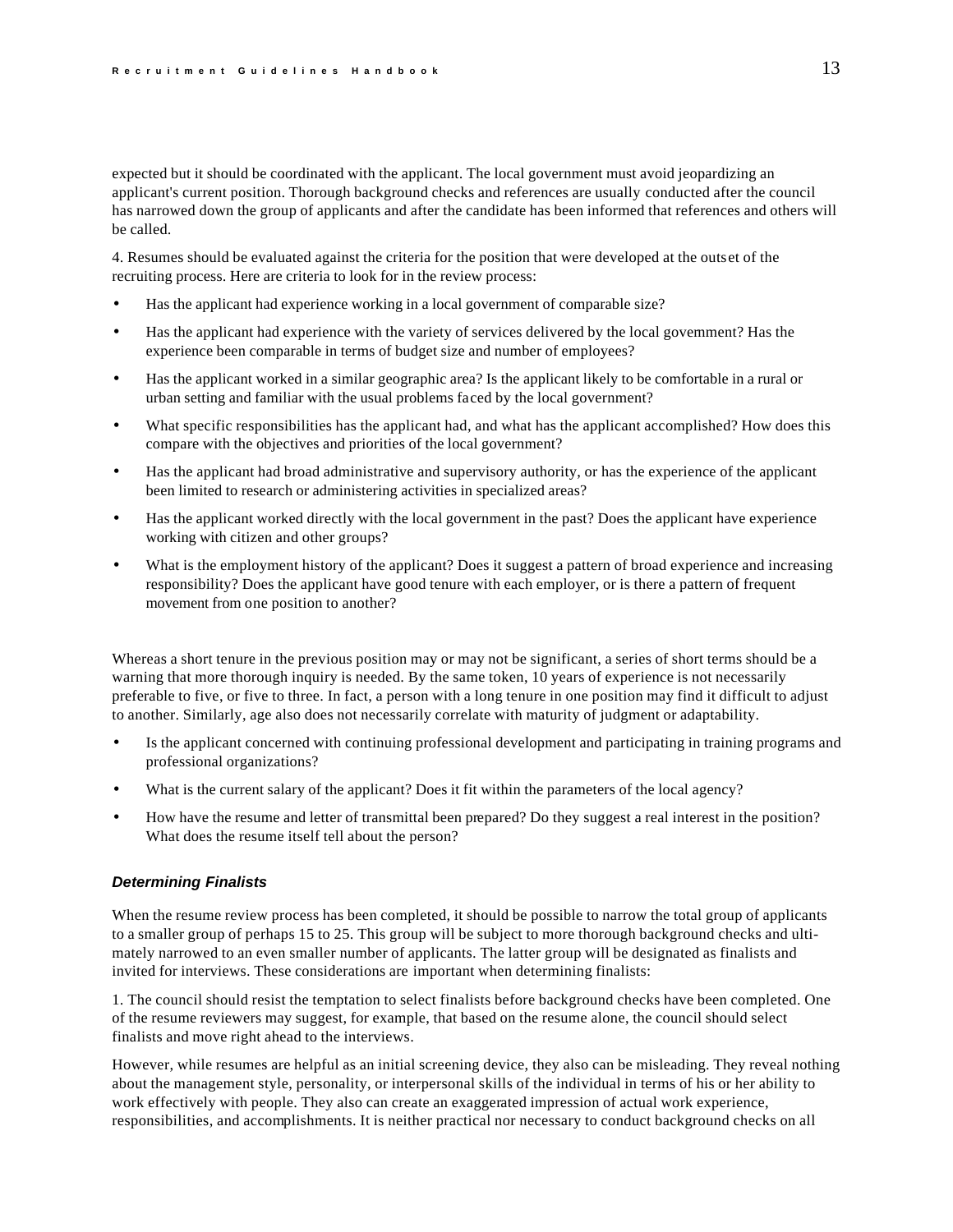expected but it should be coordinated with the applicant. The local government must avoid jeopardizing an applicant's current position. Thorough background checks and references are usually conducted after the council has narrowed down the group of applicants and after the candidate has been informed that references and others will be called.

4. Resumes should be evaluated against the criteria for the position that were developed at the outset of the recruiting process. Here are criteria to look for in the review process:

- Has the applicant had experience working in a local government of comparable size?
- Has the applicant had experience with the variety of services delivered by the local government? Has the experience been comparable in terms of budget size and number of employees?
- Has the applicant worked in a similar geographic area? Is the applicant likely to be comfortable in a rural or urban setting and familiar with the usual problems faced by the local government?
- What specific responsibilities has the applicant had, and what has the applicant accomplished? How does this compare with the objectives and priorities of the local government?
- Has the applicant had broad administrative and supervisory authority, or has the experience of the applicant been limited to research or administering activities in specialized areas?
- Has the applicant worked directly with the local government in the past? Does the applicant have experience working with citizen and other groups?
- What is the employment history of the applicant? Does it suggest a pattern of broad experience and increasing responsibility? Does the applicant have good tenure with each employer, or is there a pattern of frequent movement from one position to another?

Whereas a short tenure in the previous position may or may not be significant, a series of short terms should be a warning that more thorough inquiry is needed. By the same token, 10 years of experience is not necessarily preferable to five, or five to three. In fact, a person with a long tenure in one position may find it difficult to adjust to another. Similarly, age also does not necessarily correlate with maturity of judgment or adaptability.

- Is the applicant concerned with continuing professional development and participating in training programs and professional organizations?
- What is the current salary of the applicant? Does it fit within the parameters of the local agency?
- How have the resume and letter of transmittal been prepared? Do they suggest a real interest in the position? What does the resume itself tell about the person?

### *Determining Finalists*

When the resume review process has been completed, it should be possible to narrow the total group of applicants to a smaller group of perhaps 15 to 25. This group will be subject to more thorough background checks and ultimately narrowed to an even smaller number of applicants. The latter group will be designated as finalists and invited for interviews. These considerations are important when determining finalists:

1. The council should resist the temptation to select finalists before background checks have been completed. One of the resume reviewers may suggest, for example, that based on the resume alone, the council should select finalists and move right ahead to the interviews.

However, while resumes are helpful as an initial screening device, they also can be misleading. They reveal nothing about the management style, personality, or interpersonal skills of the individual in terms of his or her ability to work effectively with people. They also can create an exaggerated impression of actual work experience, responsibilities, and accomplishments. It is neither practical nor necessary to conduct background checks on all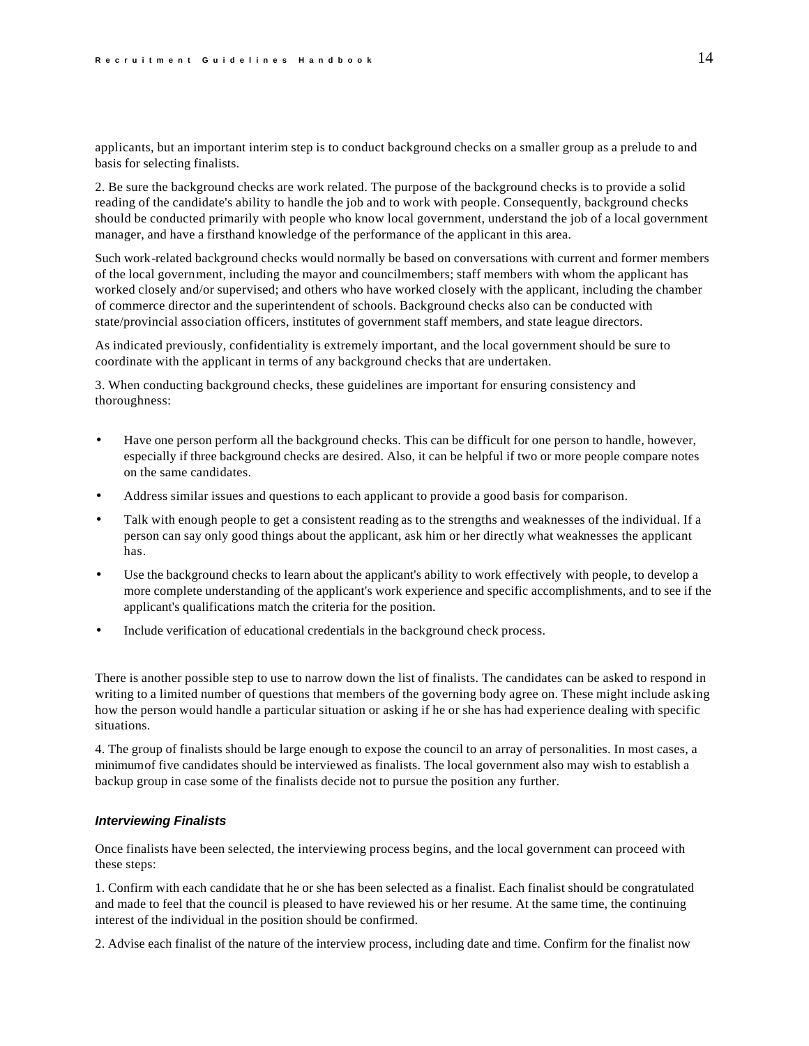applicants, but an important interim step is to conduct background checks on a smaller group as a prelude to and basis for selecting finalists.

2. Be sure the background checks are work related. The purpose of the background checks is to provide a solid reading of the candidate's ability to handle the job and to work with people. Consequently, background checks should be conducted primarily with people who know local government, understand the job of a local government manager, and have a firsthand knowledge of the performance of the applicant in this area.

Such work-related background checks would normally be based on conversations with current and former members of the local government, including the mayor and councilmembers; staff members with whom the applicant has worked closely and/or supervised; and others who have worked closely with the applicant, including the chamber of commerce director and the superintendent of schools. Background checks also can be conducted with state/provincial association officers, institutes of government staff members, and state league directors.

As indicated previously, confidentiality is extremely important, and the local government should be sure to coordinate with the applicant in terms of any background checks that are undertaken.

3. When conducting background checks, these guidelines are important for ensuring consistency and thoroughness:

- Have one person perform all the background checks. This can be difficult for one person to handle, however, especially if three background checks are desired. Also, it can be helpful if two or more people compare notes on the same candidates.
- Address similar issues and questions to each applicant to provide a good basis for comparison.
- Talk with enough people to get a consistent reading as to the strengths and weaknesses of the individual. If a person can say only good things about the applicant, ask him or her directly what weaknesses the applicant has.
- Use the background checks to learn about the applicant's ability to work effectively with people, to develop a more complete understanding of the applicant's work experience and specific accomplishments, and to see if the applicant's qualifications match the criteria for the position.
- Include verification of educational credentials in the background check process.

There is another possible step to use to narrow down the list of finalists. The candidates can be asked to respond in writing to a limited number of questions that members of the governing body agree on. These might include asking how the person would handle a particular situation or asking if he or she has had experience dealing with specific situations.

4. The group of finalists should be large enough to expose the council to an array of personalities. In most cases, a minimum of five candidates should be interviewed as finalists. The local government also may wish to establish a backup group in case some of the finalists decide not to pursue the position any further.

### *Interviewing Finalists*

Once finalists have been selected, the interviewing process begins, and the local government can proceed with these steps:

1. Confirm with each candidate that he or she has been selected as a finalist. Each finalist should be congratulated and made to feel that the council is pleased to have reviewed his or her resume. At the same time, the continuing interest of the individual in the position should be confirmed.

2. Advise each finalist of the nature of the interview process, including date and time. Confirm for the finalist now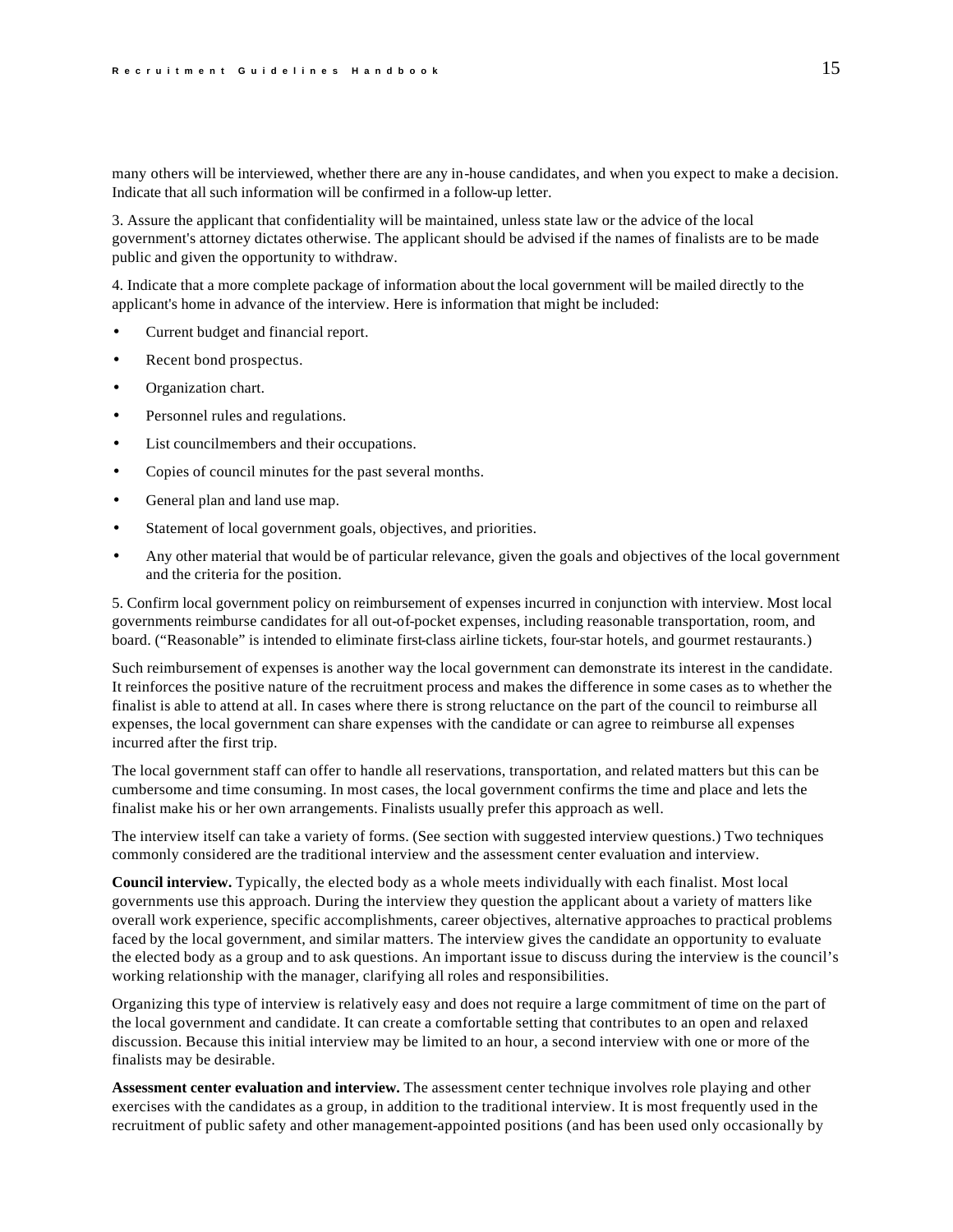many others will be interviewed, whether there are any in-house candidates, and when you expect to make a decision. Indicate that all such information will be confirmed in a follow-up letter.

3. Assure the applicant that confidentiality will be maintained, unless state law or the advice of the local government's attorney dictates otherwise. The applicant should be advised if the names of finalists are to be made public and given the opportunity to withdraw.

4. Indicate that a more complete package of information about the local government will be mailed directly to the applicant's home in advance of the interview. Here is information that might be included:

- Current budget and financial report.
- Recent bond prospectus.
- Organization chart.
- Personnel rules and regulations.
- List councilmembers and their occupations.
- Copies of council minutes for the past several months.
- General plan and land use map.
- Statement of local government goals, objectives, and priorities.
- Any other material that would be of particular relevance, given the goals and objectives of the local government and the criteria for the position.

5. Confirm local government policy on reimbursement of expenses incurred in conjunction with interview. Most local governments reimburse candidates for all out-of-pocket expenses, including reasonable transportation, room, and board. ("Reasonable" is intended to eliminate first-class airline tickets, four-star hotels, and gourmet restaurants.)

Such reimbursement of expenses is another way the local government can demonstrate its interest in the candidate. It reinforces the positive nature of the recruitment process and makes the difference in some cases as to whether the finalist is able to attend at all. In cases where there is strong reluctance on the part of the council to reimburse all expenses, the local government can share expenses with the candidate or can agree to reimburse all expenses incurred after the first trip.

The local government staff can offer to handle all reservations, transportation, and related matters but this can be cumbersome and time consuming. In most cases, the local government confirms the time and place and lets the finalist make his or her own arrangements. Finalists usually prefer this approach as well.

The interview itself can take a variety of forms. (See section with suggested interview questions.) Two techniques commonly considered are the traditional interview and the assessment center evaluation and interview.

**Council interview.** Typically, the elected body as a whole meets individually with each finalist. Most local governments use this approach. During the interview they question the applicant about a variety of matters like overall work experience, specific accomplishments, career objectives, alternative approaches to practical problems faced by the local government, and similar matters. The interview gives the candidate an opportunity to evaluate the elected body as a group and to ask questions. An important issue to discuss during the interview is the council's working relationship with the manager, clarifying all roles and responsibilities.

Organizing this type of interview is relatively easy and does not require a large commitment of time on the part of the local government and candidate. It can create a comfortable setting that contributes to an open and relaxed discussion. Because this initial interview may be limited to an hour, a second interview with one or more of the finalists may be desirable.

**Assessment center evaluation and interview.** The assessment center technique involves role playing and other exercises with the candidates as a group, in addition to the traditional interview. It is most frequently used in the recruitment of public safety and other management-appointed positions (and has been used only occasionally by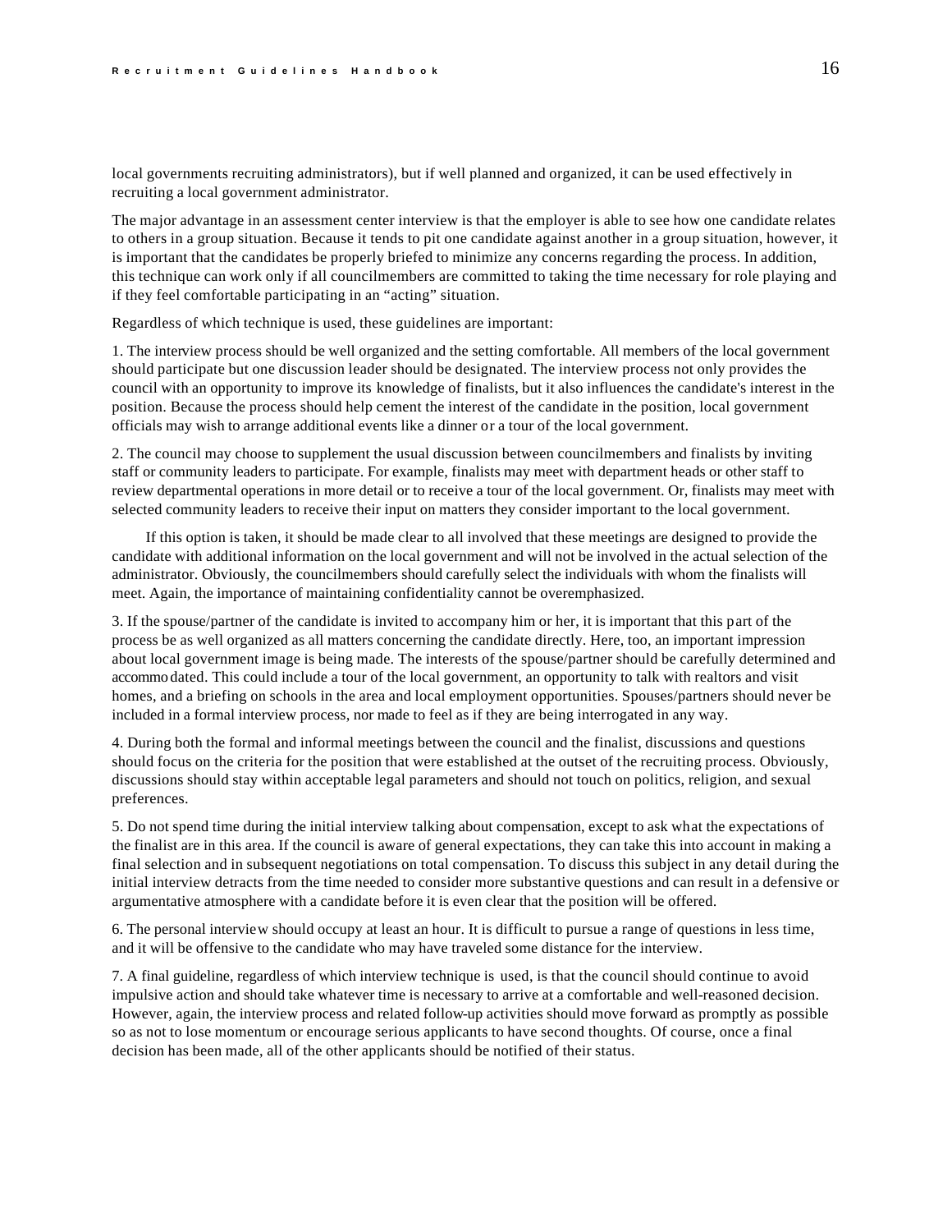local governments recruiting administrators), but if well planned and organized, it can be used effectively in recruiting a local government administrator.

The major advantage in an assessment center interview is that the employer is able to see how one candidate relates to others in a group situation. Because it tends to pit one candidate against another in a group situation, however, it is important that the candidates be properly briefed to minimize any concerns regarding the process. In addition, this technique can work only if all councilmembers are committed to taking the time necessary for role playing and if they feel comfortable participating in an "acting" situation.

Regardless of which technique is used, these guidelines are important:

1. The interview process should be well organized and the setting comfortable. All members of the local government should participate but one discussion leader should be designated. The interview process not only provides the council with an opportunity to improve its knowledge of finalists, but it also influences the candidate's interest in the position. Because the process should help cement the interest of the candidate in the position, local government officials may wish to arrange additional events like a dinner or a tour of the local government.

2. The council may choose to supplement the usual discussion between councilmembers and finalists by inviting staff or community leaders to participate. For example, finalists may meet with department heads or other staff to review departmental operations in more detail or to receive a tour of the local government. Or, finalists may meet with selected community leaders to receive their input on matters they consider important to the local government.

   If this option is taken, it should be made clear to all involved that these meetings are designed to provide the candidate with additional information on the local government and will not be involved in the actual selection of the administrator. Obviously, the councilmembers should carefully select the individuals with whom the finalists will meet. Again, the importance of maintaining confidentiality cannot be overemphasized.

3. If the spouse/partner of the candidate is invited to accompany him or her, it is important that this part of the process be as well organized as all matters concerning the candidate directly. Here, too, an important impression about local government image is being made. The interests of the spouse/partner should be carefully determined and accommodated. This could include a tour of the local government, an opportunity to talk with realtors and visit homes, and a briefing on schools in the area and local employment opportunities. Spouses/partners should never be included in a formal interview process, nor made to feel as if they are being interrogated in any way.

4. During both the formal and informal meetings between the council and the finalist, discussions and questions should focus on the criteria for the position that were established at the outset of the recruiting process. Obviously, discussions should stay within acceptable legal parameters and should not touch on politics, religion, and sexual preferences.

5. Do not spend time during the initial interview talking about compensation, except to ask what the expectations of the finalist are in this area. If the council is aware of general expectations, they can take this into account in making a final selection and in subsequent negotiations on total compensation. To discuss this subject in any detail during the initial interview detracts from the time needed to consider more substantive questions and can result in a defensive or argumentative atmosphere with a candidate before it is even clear that the position will be offered.

6. The personal interview should occupy at least an hour. It is difficult to pursue a range of questions in less time, and it will be offensive to the candidate who may have traveled some distance for the interview.

7. A final guideline, regardless of which interview technique is used, is that the council should continue to avoid impulsive action and should take whatever time is necessary to arrive at a comfortable and well-reasoned decision. However, again, the interview process and related follow-up activities should move forward as promptly as possible so as not to lose momentum or encourage serious applicants to have second thoughts. Of course, once a final decision has been made, all of the other applicants should be notified of their status.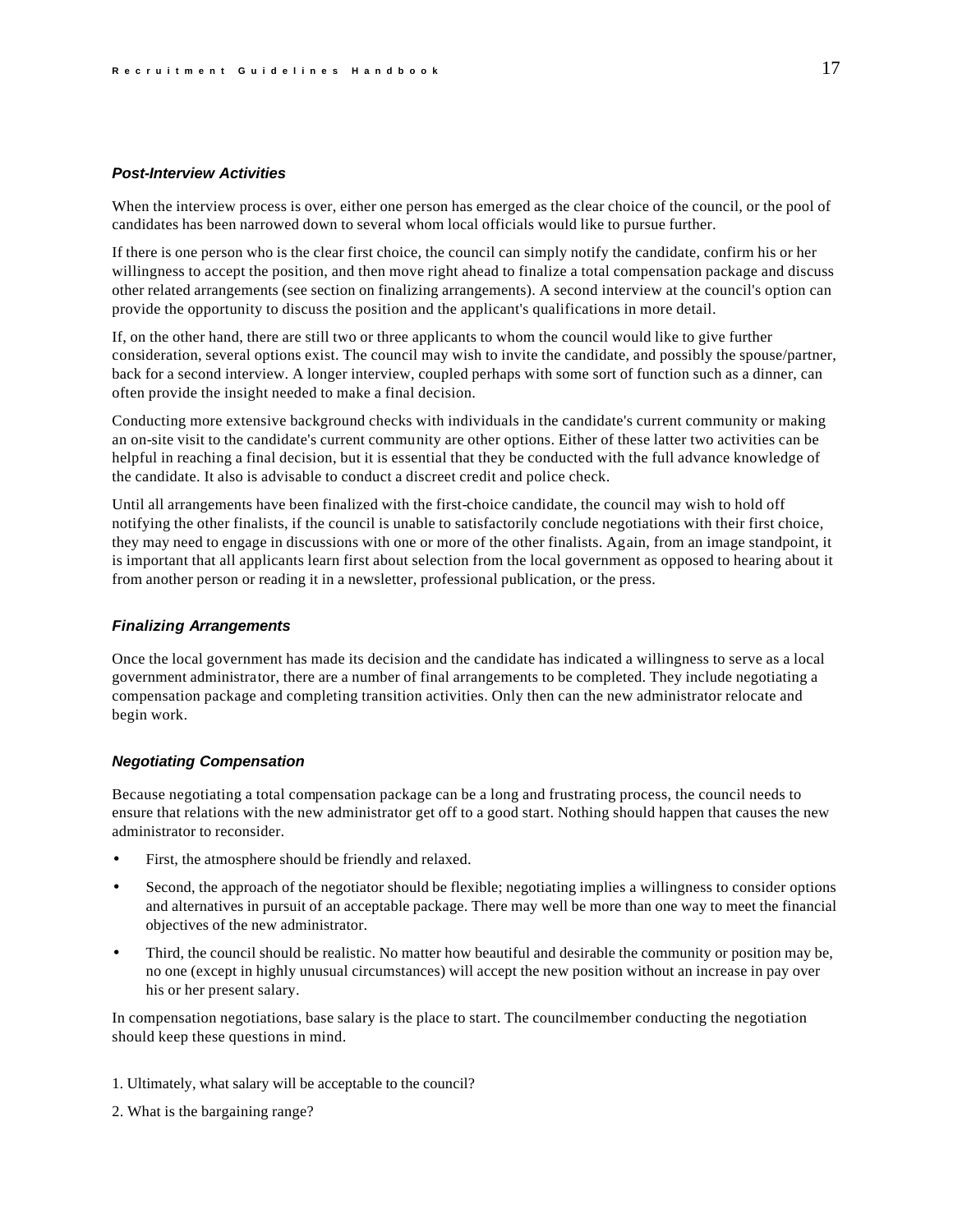### *Post-Interview Activities*

When the interview process is over, either one person has emerged as the clear choice of the council, or the pool of candidates has been narrowed down to several whom local officials would like to pursue further.

If there is one person who is the clear first choice, the council can simply notify the candidate, confirm his or her willingness to accept the position, and then move right ahead to finalize a total compensation package and discuss other related arrangements (see section on finalizing arrangements). A second interview at the council's option can provide the opportunity to discuss the position and the applicant's qualifications in more detail.

If, on the other hand, there are still two or three applicants to whom the council would like to give further consideration, several options exist. The council may wish to invite the candidate, and possibly the spouse/partner, back for a second interview. A longer interview, coupled perhaps with some sort of function such as a dinner, can often provide the insight needed to make a final decision.

Conducting more extensive background checks with individuals in the candidate's current community or making an on-site visit to the candidate's current community are other options. Either of these latter two activities can be helpful in reaching a final decision, but it is essential that they be conducted with the full advance knowledge of the candidate. It also is advisable to conduct a discreet credit and police check.

Until all arrangements have been finalized with the first-choice candidate, the council may wish to hold off notifying the other finalists, if the council is unable to satisfactorily conclude negotiations with their first choice, they may need to engage in discussions with one or more of the other finalists. Again, from an image standpoint, it is important that all applicants learn first about selection from the local government as opposed to hearing about it from another person or reading it in a newsletter, professional publication, or the press.

### *Finalizing Arrangements*

Once the local government has made its decision and the candidate has indicated a willingness to serve as a local government administrator, there are a number of final arrangements to be completed. They include negotiating a compensation package and completing transition activities. Only then can the new administrator relocate and begin work.

### *Negotiating Compensation*

Because negotiating a total compensation package can be a long and frustrating process, the council needs to ensure that relations with the new administrator get off to a good start. Nothing should happen that causes the new administrator to reconsider.

- First, the atmosphere should be friendly and relaxed.
- Second, the approach of the negotiator should be flexible; negotiating implies a willingness to consider options and alternatives in pursuit of an acceptable package. There may well be more than one way to meet the financial objectives of the new administrator.
- Third, the council should be realistic. No matter how beautiful and desirable the community or position may be, no one (except in highly unusual circumstances) will accept the new position without an increase in pay over his or her present salary.

In compensation negotiations, base salary is the place to start. The councilmember conducting the negotiation should keep these questions in mind.

1. Ultimately, what salary will be acceptable to the council?
2. What is the bargaining range?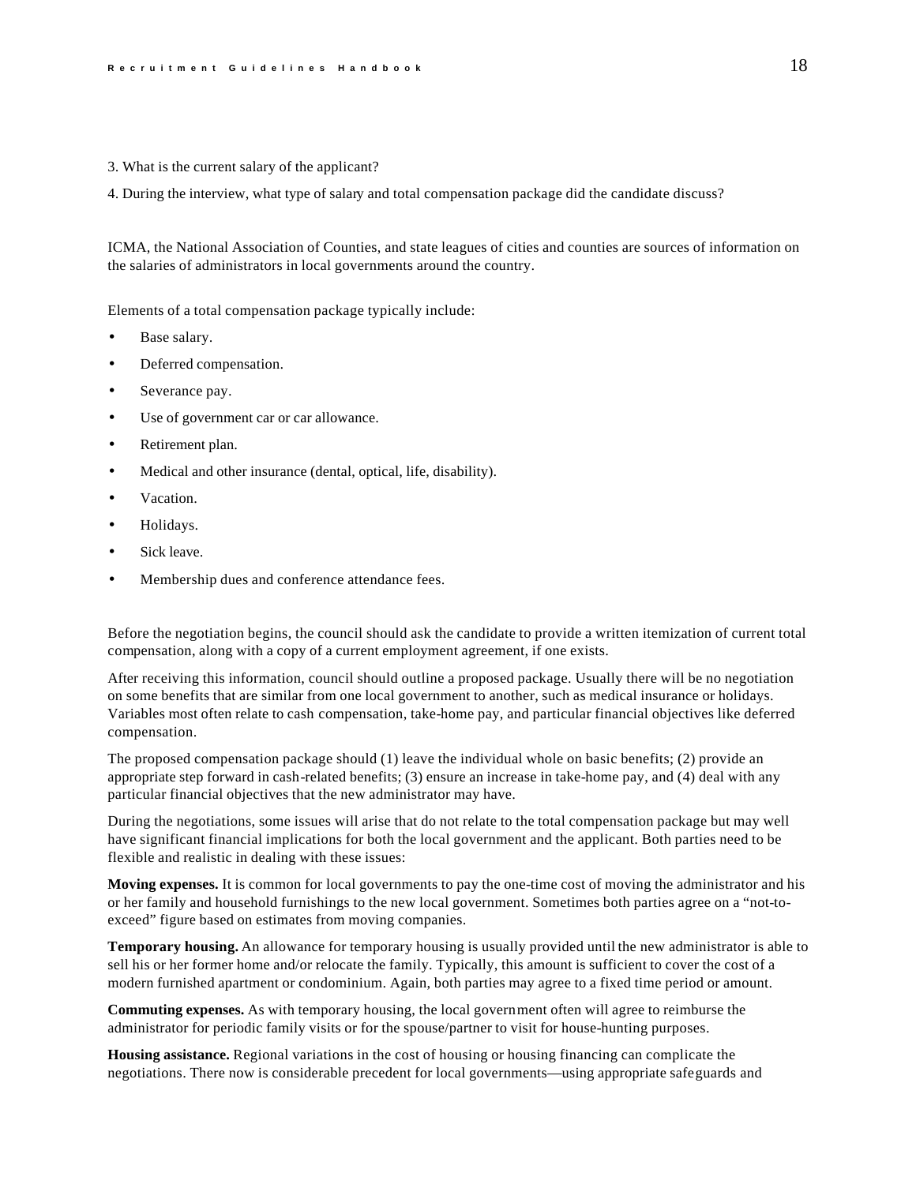3. What is the current salary of the applicant?

4. During the interview, what type of salary and total compensation package did the candidate discuss?

ICMA, the National Association of Counties, and state leagues of cities and counties are sources of information on the salaries of administrators in local governments around the country.

Elements of a total compensation package typically include:

- Base salary.
- Deferred compensation.
- Severance pay.
- Use of government car or car allowance.
- Retirement plan.
- Medical and other insurance (dental, optical, life, disability).
- Vacation.
- Holidays.
- Sick leave.
- Membership dues and conference attendance fees.

Before the negotiation begins, the council should ask the candidate to provide a written itemization of current total compensation, along with a copy of a current employment agreement, if one exists.

After receiving this information, council should outline a proposed package. Usually there will be no negotiation on some benefits that are similar from one local government to another, such as medical insurance or holidays. Variables most often relate to cash compensation, take-home pay, and particular financial objectives like deferred compensation.

The proposed compensation package should (1) leave the individual whole on basic benefits; (2) provide an appropriate step forward in cash-related benefits; (3) ensure an increase in take-home pay, and (4) deal with any particular financial objectives that the new administrator may have.

During the negotiations, some issues will arise that do not relate to the total compensation package but may well have significant financial implications for both the local government and the applicant. Both parties need to be flexible and realistic in dealing with these issues:

**Moving expenses.** It is common for local governments to pay the one-time cost of moving the administrator and his or her family and household furnishings to the new local government. Sometimes both parties agree on a "not-to-exceed" figure based on estimates from moving companies.

**Temporary housing.** An allowance for temporary housing is usually provided until the new administrator is able to sell his or her former home and/or relocate the family. Typically, this amount is sufficient to cover the cost of a modern furnished apartment or condominium. Again, both parties may agree to a fixed time period or amount.

**Commuting expenses.** As with temporary housing, the local government often will agree to reimburse the administrator for periodic family visits or for the spouse/partner to visit for house-hunting purposes.

**Housing assistance.** Regional variations in the cost of housing or housing financing can complicate the negotiations. There now is considerable precedent for local governments—using appropriate safeguards and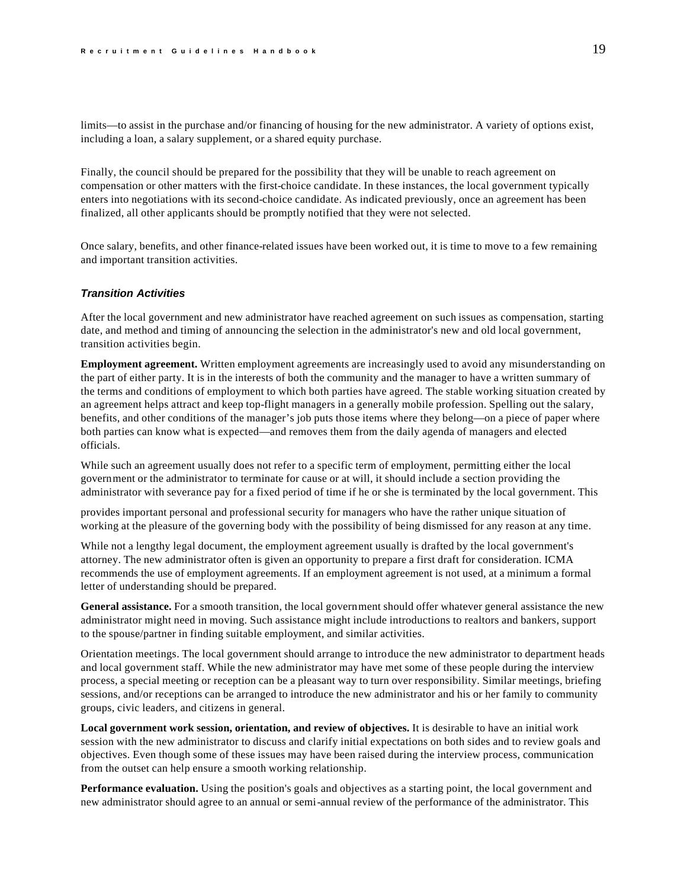limits—to assist in the purchase and/or financing of housing for the new administrator. A variety of options exist, including a loan, a salary supplement, or a shared equity purchase.

Finally, the council should be prepared for the possibility that they will be unable to reach agreement on compensation or other matters with the first-choice candidate. In these instances, the local government typically enters into negotiations with its second-choice candidate. As indicated previously, once an agreement has been finalized, all other applicants should be promptly notified that they were not selected.

Once salary, benefits, and other finance-related issues have been worked out, it is time to move to a few remaining and important transition activities.

### *Transition Activities*

After the local government and new administrator have reached agreement on such issues as compensation, starting date, and method and timing of announcing the selection in the administrator's new and old local government, transition activities begin.

**Employment agreement.** Written employment agreements are increasingly used to avoid any misunderstanding on the part of either party. It is in the interests of both the community and the manager to have a written summary of the terms and conditions of employment to which both parties have agreed. The stable working situation created by an agreement helps attract and keep top-flight managers in a generally mobile profession. Spelling out the salary, benefits, and other conditions of the manager's job puts those items where they belong—on a piece of paper where both parties can know what is expected—and removes them from the daily agenda of managers and elected officials.

While such an agreement usually does not refer to a specific term of employment, permitting either the local government or the administrator to terminate for cause or at will, it should include a section providing the administrator with severance pay for a fixed period of time if he or she is terminated by the local government. This provides important personal and professional security for managers who have the rather unique situation of working at the pleasure of the governing body with the possibility of being dismissed for any reason at any time.

While not a lengthy legal document, the employment agreement usually is drafted by the local government's attorney. The new administrator often is given an opportunity to prepare a first draft for consideration. ICMA recommends the use of employment agreements. If an employment agreement is not used, at a minimum a formal letter of understanding should be prepared.

**General assistance.** For a smooth transition, the local government should offer whatever general assistance the new administrator might need in moving. Such assistance might include introductions to realtors and bankers, support to the spouse/partner in finding suitable employment, and similar activities.

Orientation meetings. The local government should arrange to introduce the new administrator to department heads and local government staff. While the new administrator may have met some of these people during the interview process, a special meeting or reception can be a pleasant way to turn over responsibility. Similar meetings, briefing sessions, and/or receptions can be arranged to introduce the new administrator and his or her family to community groups, civic leaders, and citizens in general.

**Local government work session, orientation, and review of objectives.** It is desirable to have an initial work session with the new administrator to discuss and clarify initial expectations on both sides and to review goals and objectives. Even though some of these issues may have been raised during the interview process, communication from the outset can help ensure a smooth working relationship.

**Performance evaluation.** Using the position's goals and objectives as a starting point, the local government and new administrator should agree to an annual or semi-annual review of the performance of the administrator. This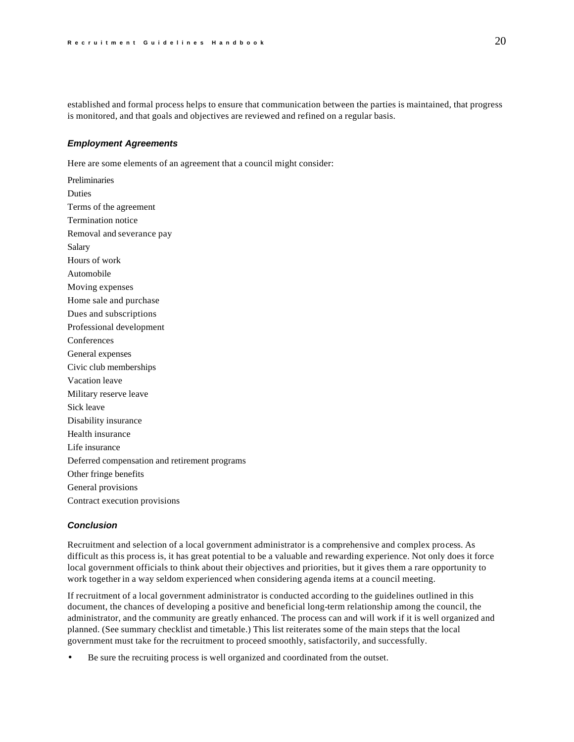established and formal process helps to ensure that communication between the parties is maintained, that progress is monitored, and that goals and objectives are reviewed and refined on a regular basis.

### *Employment Agreements*

Here are some elements of an agreement that a council might consider:

Preliminaries
Duties
Terms of the agreement
Termination notice
Removal and severance pay
Salary
Hours of work
Automobile
Moving expenses
Home sale and purchase
Dues and subscriptions
Professional development
Conferences
General expenses
Civic club memberships
Vacation leave
Military reserve leave
Sick leave
Disability insurance
Health insurance
Life insurance
Deferred compensation and retirement programs
Other fringe benefits
General provisions
Contract execution provisions

### *Conclusion*

Recruitment and selection of a local government administrator is a comprehensive and complex process. As difficult as this process is, it has great potential to be a valuable and rewarding experience. Not only does it force local government officials to think about their objectives and priorities, but it gives them a rare opportunity to work together in a way seldom experienced when considering agenda items at a council meeting.

If recruitment of a local government administrator is conducted according to the guidelines outlined in this document, the chances of developing a positive and beneficial long-term relationship among the council, the administrator, and the community are greatly enhanced. The process can and will work if it is well organized and planned. (See summary checklist and timetable.) This list reiterates some of the main steps that the local government must take for the recruitment to proceed smoothly, satisfactorily, and successfully.

- Be sure the recruiting process is well organized and coordinated from the outset.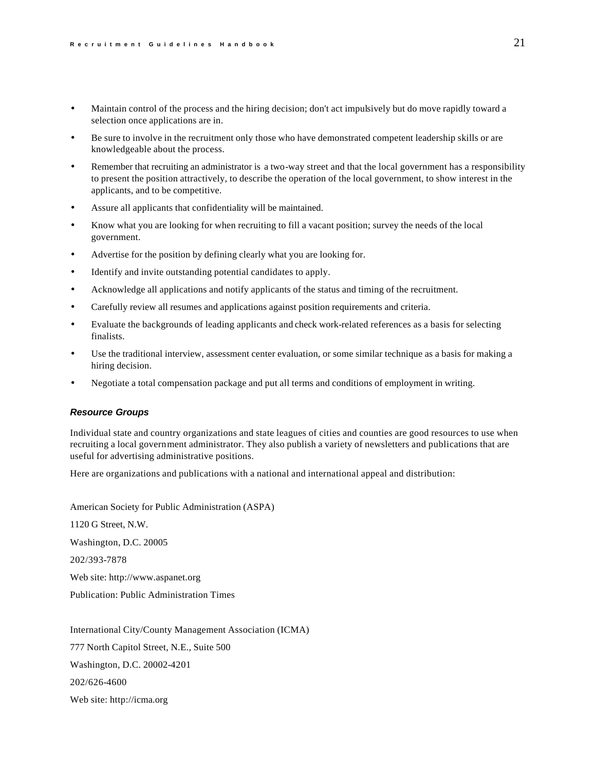- Maintain control of the process and the hiring decision; don't act impulsively but do move rapidly toward a selection once applications are in.
- Be sure to involve in the recruitment only those who have demonstrated competent leadership skills or are knowledgeable about the process.
- Remember that recruiting an administrator is a two-way street and that the local government has a responsibility to present the position attractively, to describe the operation of the local government, to show interest in the applicants, and to be competitive.
- Assure all applicants that confidentiality will be maintained.
- Know what you are looking for when recruiting to fill a vacant position; survey the needs of the local government.
- Advertise for the position by defining clearly what you are looking for.
- Identify and invite outstanding potential candidates to apply.
- Acknowledge all applications and notify applicants of the status and timing of the recruitment.
- Carefully review all resumes and applications against position requirements and criteria.
- Evaluate the backgrounds of leading applicants and check work-related references as a basis for selecting finalists.
- Use the traditional interview, assessment center evaluation, or some similar technique as a basis for making a hiring decision.
- Negotiate a total compensation package and put all terms and conditions of employment in writing.

### *Resource Groups*

Individual state and country organizations and state leagues of cities and counties are good resources to use when recruiting a local government administrator. They also publish a variety of newsletters and publications that are useful for advertising administrative positions.

Here are organizations and publications with a national and international appeal and distribution:

American Society for Public Administration (ASPA)

1120 G Street, N.W.

Washington, D.C. 20005

202/393-7878

Web site: http://www.aspanet.org

Publication: Public Administration Times

International City/County Management Association (ICMA)

777 North Capitol Street, N.E., Suite 500

Washington, D.C. 20002-4201

202/626-4600

Web site: http://icma.org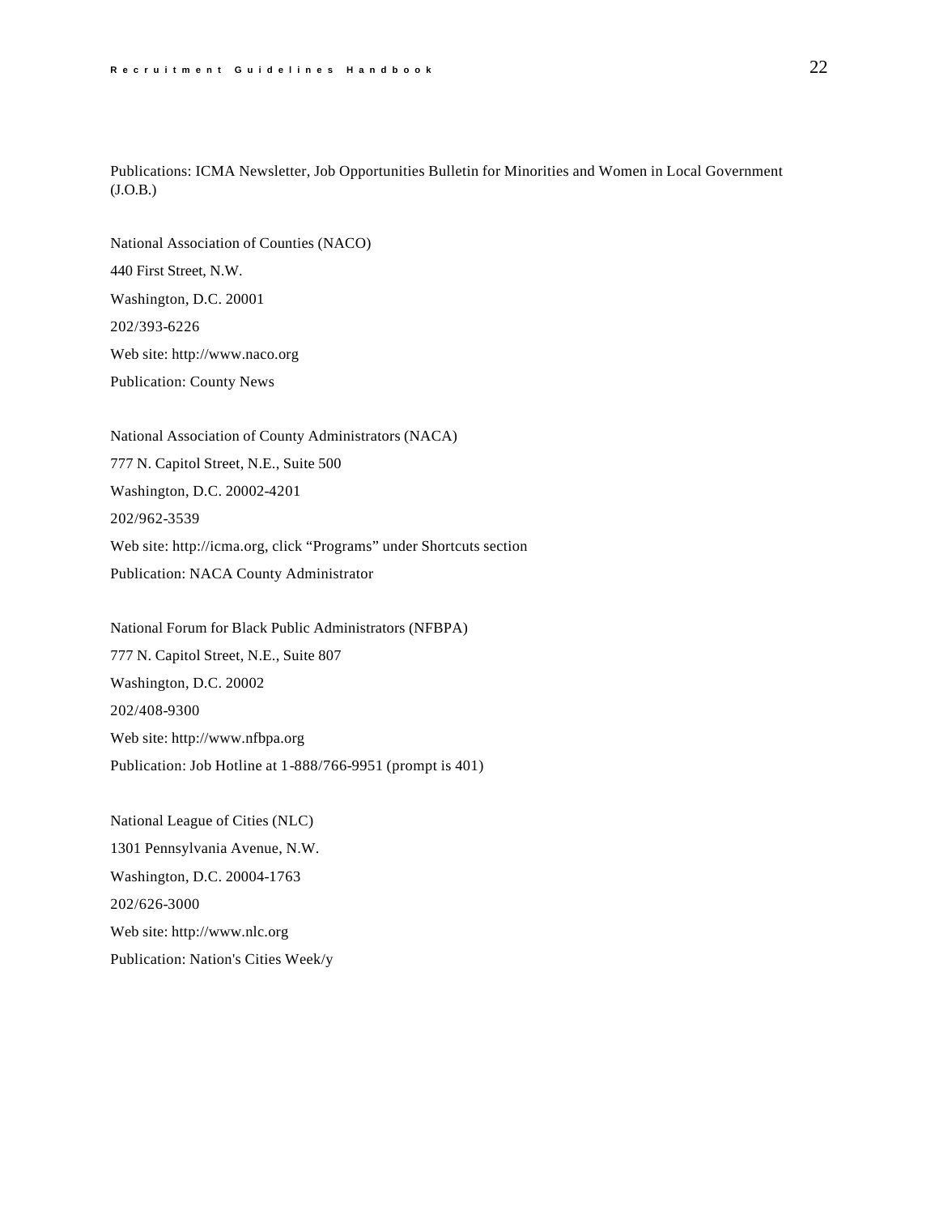Publications: ICMA Newsletter, Job Opportunities Bulletin for Minorities and Women in Local Government (J.O.B.)

National Association of Counties (NACO)

440 First Street, N.W.

Washington, D.C. 20001

202/393-6226

Web site: http://www.naco.org

Publication: County News

National Association of County Administrators (NACA)

777 N. Capitol Street, N.E., Suite 500

Washington, D.C. 20002-4201

202/962-3539

Web site: http://icma.org, click "Programs" under Shortcuts section

Publication: NACA County Administrator

National Forum for Black Public Administrators (NFBPA)

777 N. Capitol Street, N.E., Suite 807

Washington, D.C. 20002

202/408-9300

Web site: http://www.nfbpa.org

Publication: Job Hotline at 1-888/766-9951 (prompt is 401)

National League of Cities (NLC)

1301 Pennsylvania Avenue, N.W.

Washington, D.C. 20004-1763

202/626-3000

Web site: http://www.nlc.org

Publication: Nation's Cities Week/y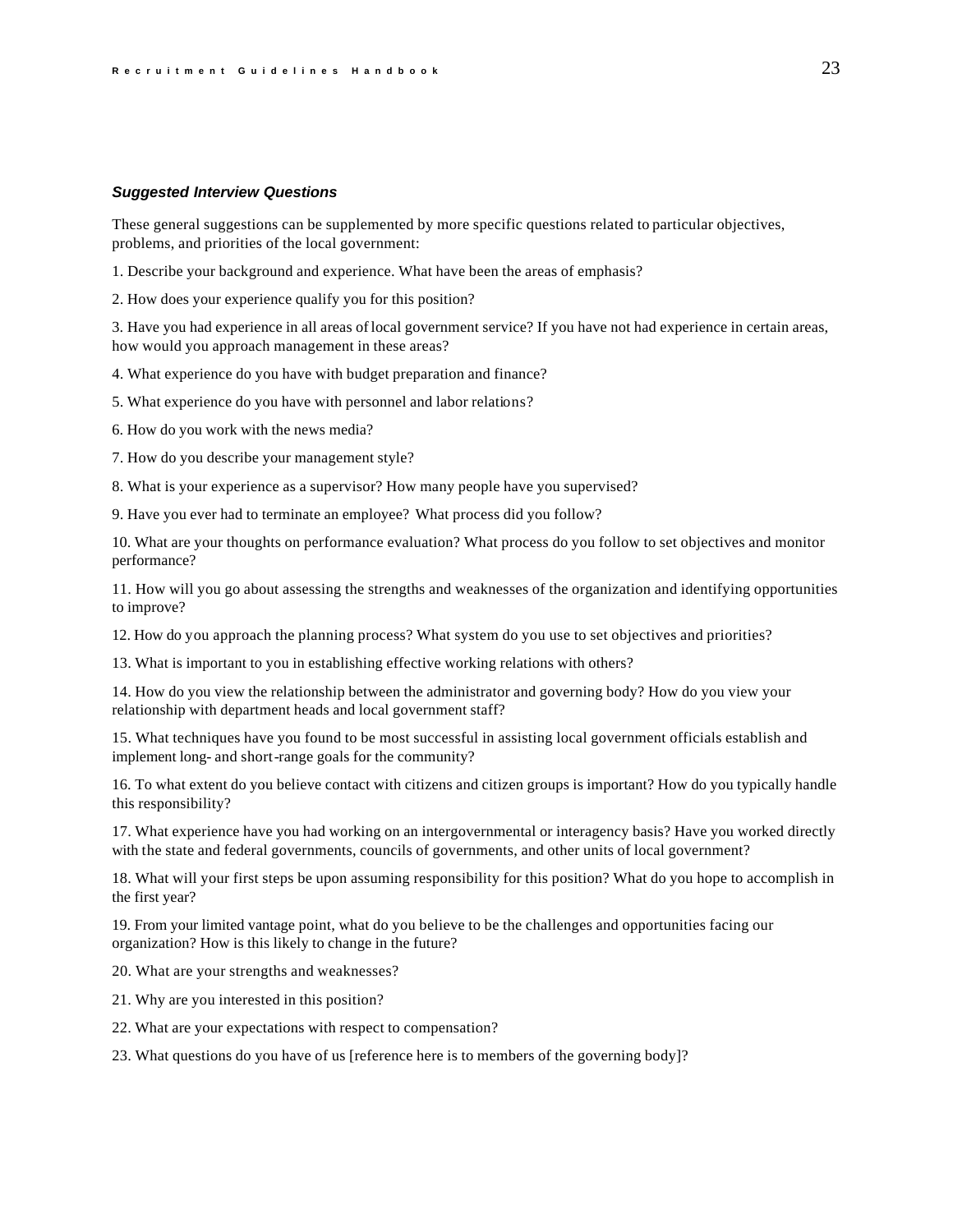### *Suggested Interview Questions*

These general suggestions can be supplemented by more specific questions related to particular objectives, problems, and priorities of the local government:

1. Describe your background and experience. What have been the areas of emphasis?

2. How does your experience qualify you for this position?

3. Have you had experience in all areas of local government service? If you have not had experience in certain areas, how would you approach management in these areas?

4. What experience do you have with budget preparation and finance?

5. What experience do you have with personnel and labor relations?

6. How do you work with the news media?

7. How do you describe your management style?

8. What is your experience as a supervisor? How many people have you supervised?

9. Have you ever had to terminate an employee? What process did you follow?

10. What are your thoughts on performance evaluation? What process do you follow to set objectives and monitor performance?

11. How will you go about assessing the strengths and weaknesses of the organization and identifying opportunities to improve?

12. How do you approach the planning process? What system do you use to set objectives and priorities?

13. What is important to you in establishing effective working relations with others?

14. How do you view the relationship between the administrator and governing body? How do you view your relationship with department heads and local government staff?

15. What techniques have you found to be most successful in assisting local government officials establish and implement long- and short-range goals for the community?

16. To what extent do you believe contact with citizens and citizen groups is important? How do you typically handle this responsibility?

17. What experience have you had working on an intergovernmental or interagency basis? Have you worked directly with the state and federal governments, councils of governments, and other units of local government?

18. What will your first steps be upon assuming responsibility for this position? What do you hope to accomplish in the first year?

19. From your limited vantage point, what do you believe to be the challenges and opportunities facing our organization? How is this likely to change in the future?

20. What are your strengths and weaknesses?

21. Why are you interested in this position?

22. What are your expectations with respect to compensation?

23. What questions do you have of us [reference here is to members of the governing body]?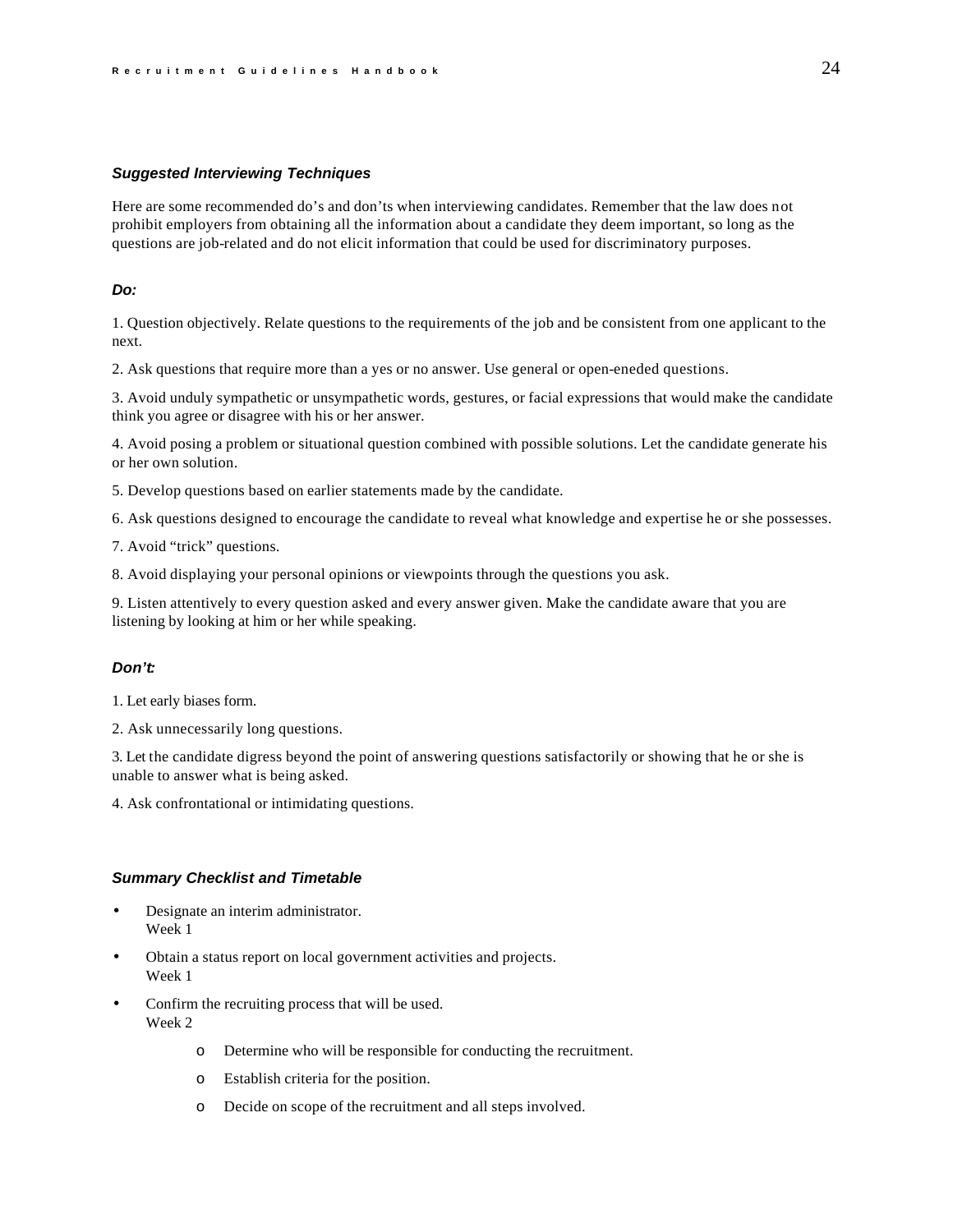### *Suggested Interviewing Techniques*

Here are some recommended do's and don'ts when interviewing candidates. Remember that the law does not prohibit employers from obtaining all the information about a candidate they deem important, so long as the questions are job-related and do not elicit information that could be used for discriminatory purposes.

#### *Do:*

1. Question objectively. Relate questions to the requirements of the job and be consistent from one applicant to the next.

2. Ask questions that require more than a yes or no answer. Use general or open-eneded questions.

3. Avoid unduly sympathetic or unsympathetic words, gestures, or facial expressions that would make the candidate think you agree or disagree with his or her answer.

4. Avoid posing a problem or situational question combined with possible solutions. Let the candidate generate his or her own solution.

5. Develop questions based on earlier statements made by the candidate.

6. Ask questions designed to encourage the candidate to reveal what knowledge and expertise he or she possesses.

7. Avoid "trick" questions.

8. Avoid displaying your personal opinions or viewpoints through the questions you ask.

9. Listen attentively to every question asked and every answer given. Make the candidate aware that you are listening by looking at him or her while speaking.

#### *Don't:*

1. Let early biases form.

2. Ask unnecessarily long questions.

3. Let the candidate digress beyond the point of answering questions satisfactorily or showing that he or she is unable to answer what is being asked.

4. Ask confrontational or intimidating questions.

### *Summary Checklist and Timetable*

- Designate an interim administrator.
  Week 1
- Obtain a status report on local government activities and projects.
  Week 1
- Confirm the recruiting process that will be used.
  Week 2
  - Determine who will be responsible for conducting the recruitment.
  - Establish criteria for the position.
  - Decide on scope of the recruitment and all steps involved.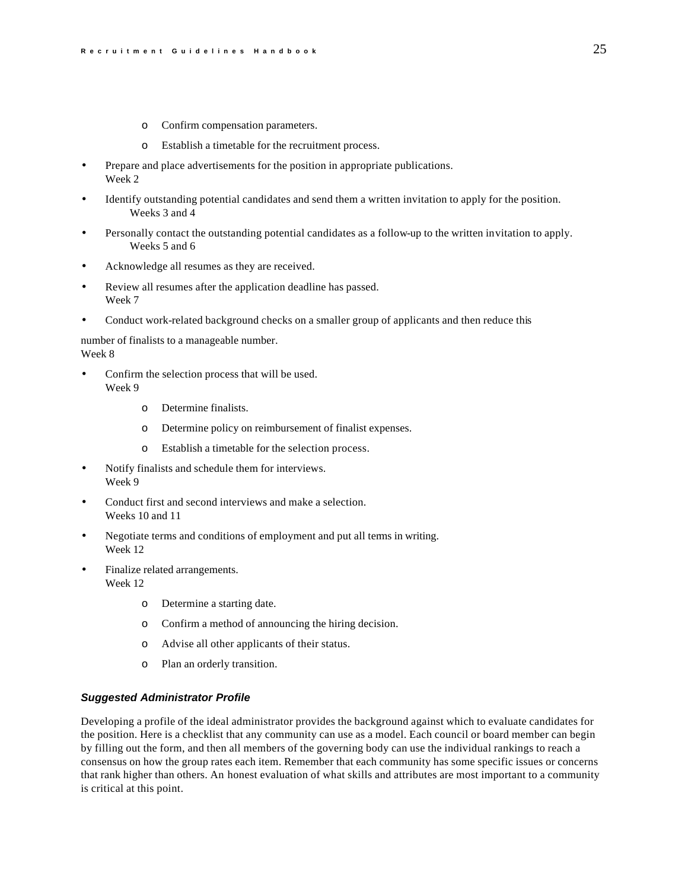- Confirm compensation parameters.
  - Establish a timetable for the recruitment process.

- Prepare and place advertisements for the position in appropriate publications.
  Week 2
- Identify outstanding potential candidates and send them a written invitation to apply for the position.
  Weeks 3 and 4
- Personally contact the outstanding potential candidates as a follow-up to the written invitation to apply.
  Weeks 5 and 6
- Acknowledge all resumes as they are received.
- Review all resumes after the application deadline has passed.
  Week 7
- Conduct work-related background checks on a smaller group of applicants and then reduce this

number of finalists to a manageable number.
Week 8

- Confirm the selection process that will be used.
  Week 9
  - Determine finalists.
  - Determine policy on reimbursement of finalist expenses.
  - Establish a timetable for the selection process.
- Notify finalists and schedule them for interviews.
  Week 9
- Conduct first and second interviews and make a selection.
  Weeks 10 and 11
- Negotiate terms and conditions of employment and put all terms in writing.
  Week 12
- Finalize related arrangements.
  Week 12
  - Determine a starting date.
  - Confirm a method of announcing the hiring decision.
  - Advise all other applicants of their status.
  - Plan an orderly transition.

### *Suggested Administrator Profile*

Developing a profile of the ideal administrator provides the background against which to evaluate candidates for the position. Here is a checklist that any community can use as a model. Each council or board member can begin by filling out the form, and then all members of the governing body can use the individual rankings to reach a consensus on how the group rates each item. Remember that each community has some specific issues or concerns that rank higher than others. An honest evaluation of what skills and attributes are most important to a community is critical at this point.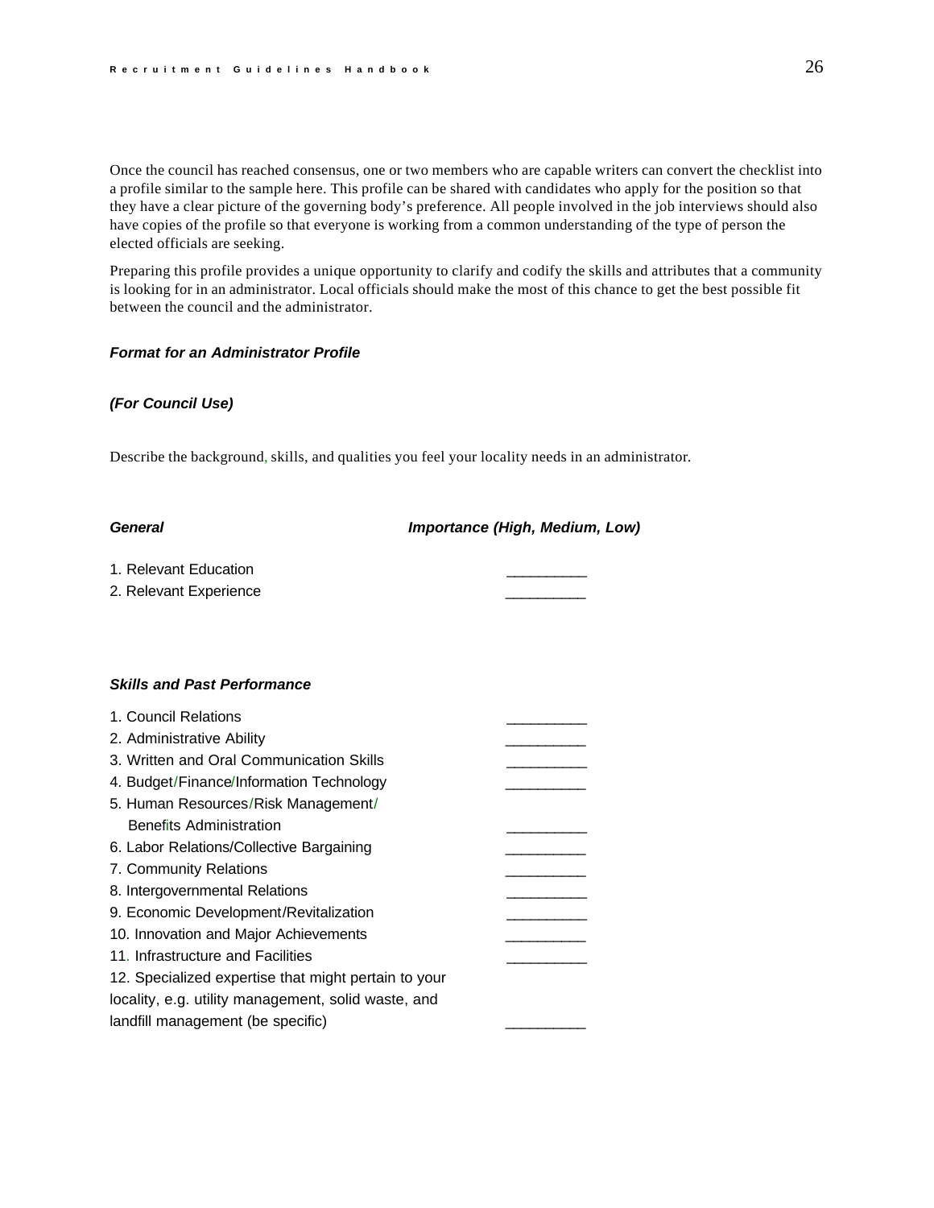Once the council has reached consensus, one or two members who are capable writers can convert the checklist into a profile similar to the sample here. This profile can be shared with candidates who apply for the position so that they have a clear picture of the governing body's preference. All people involved in the job interviews should also have copies of the profile so that everyone is working from a common understanding of the type of person the elected officials are seeking.

Preparing this profile provides a unique opportunity to clarify and codify the skills and attributes that a community is looking for in an administrator. Local officials should make the most of this chance to get the best possible fit between the council and the administrator.

***Format for an Administrator Profile***

***(For Council Use)***

Describe the background, skills, and qualities you feel your locality needs in an administrator.

| ***General*** | ***Importance (High, Medium, Low)*** |
|---|---|
| 1. Relevant Education | __________ |
| 2. Relevant Experience | __________ |

| ***Skills and Past Performance*** | |
|---|---|
| 1. Council Relations | __________ |
| 2. Administrative Ability | __________ |
| 3. Written and Oral Communication Skills | __________ |
| 4. Budget/Finance/Information Technology | __________ |
| 5. Human Resources/Risk Management/ Benefits Administration | __________ |
| 6. Labor Relations/Collective Bargaining | __________ |
| 7. Community Relations | __________ |
| 8. Intergovernmental Relations | __________ |
| 9. Economic Development/Revitalization | __________ |
| 10. Innovation and Major Achievements | __________ |
| 11. Infrastructure and Facilities | __________ |
| 12. Specialized expertise that might pertain to your locality, e.g. utility management, solid waste, and landfill management (be specific) | __________ |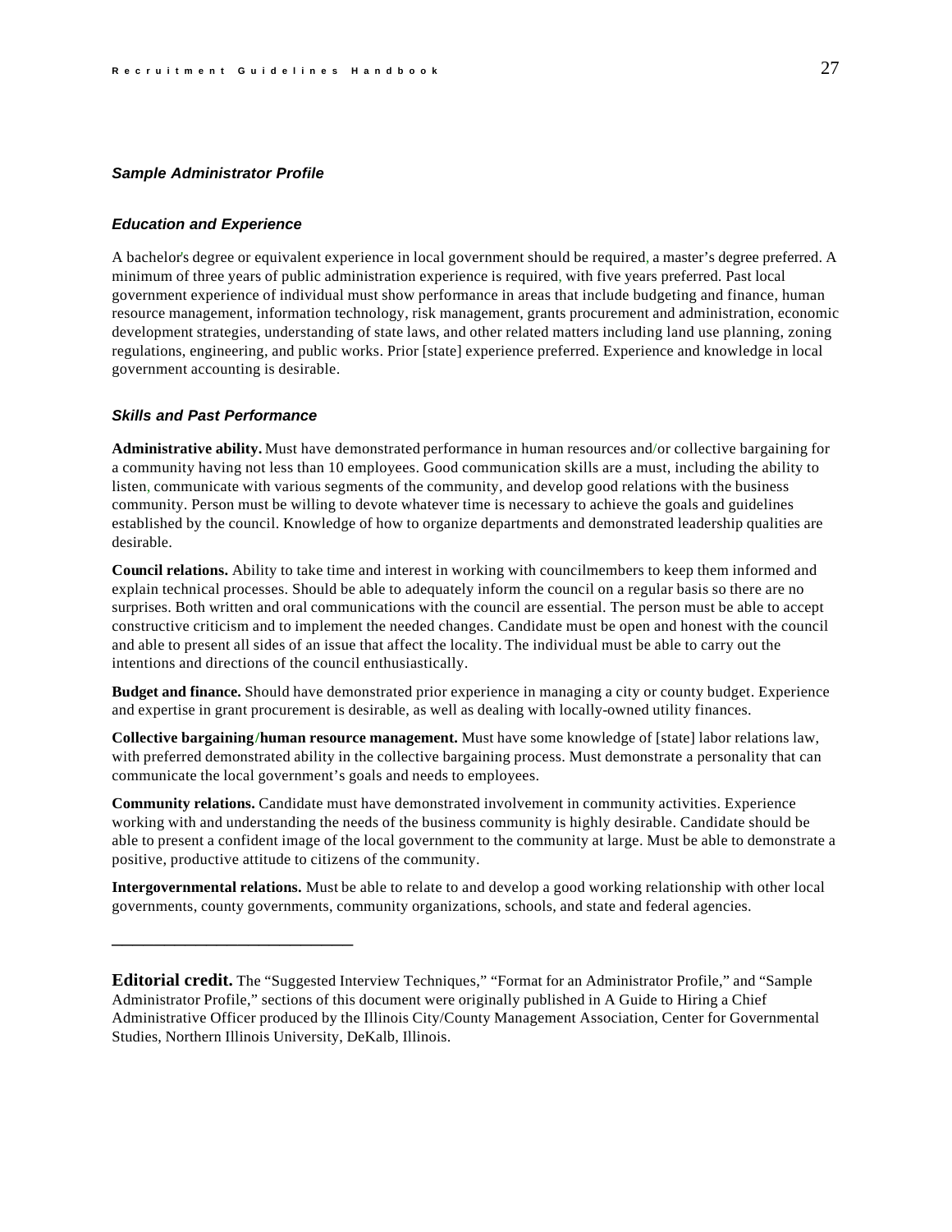### *Sample Administrator Profile*

#### *Education and Experience*

A bachelor's degree or equivalent experience in local government should be required, a master's degree preferred. A minimum of three years of public administration experience is required, with five years preferred. Past local government experience of individual must show performance in areas that include budgeting and finance, human resource management, information technology, risk management, grants procurement and administration, economic development strategies, understanding of state laws, and other related matters including land use planning, zoning regulations, engineering, and public works. Prior [state] experience preferred. Experience and knowledge in local government accounting is desirable.

#### *Skills and Past Performance*

**Administrative ability.** Must have demonstrated performance in human resources and/or collective bargaining for a community having not less than 10 employees. Good communication skills are a must, including the ability to listen, communicate with various segments of the community, and develop good relations with the business community. Person must be willing to devote whatever time is necessary to achieve the goals and guidelines established by the council. Knowledge of how to organize departments and demonstrated leadership qualities are desirable.

**Council relations.** Ability to take time and interest in working with councilmembers to keep them informed and explain technical processes. Should be able to adequately inform the council on a regular basis so there are no surprises. Both written and oral communications with the council are essential. The person must be able to accept constructive criticism and to implement the needed changes. Candidate must be open and honest with the council and able to present all sides of an issue that affect the locality. The individual must be able to carry out the intentions and directions of the council enthusiastically.

**Budget and finance.** Should have demonstrated prior experience in managing a city or county budget. Experience and expertise in grant procurement is desirable, as well as dealing with locally-owned utility finances.

**Collective bargaining/human resource management.** Must have some knowledge of [state] labor relations law, with preferred demonstrated ability in the collective bargaining process. Must demonstrate a personality that can communicate the local government's goals and needs to employees.

**Community relations.** Candidate must have demonstrated involvement in community activities. Experience working with and understanding the needs of the business community is highly desirable. Candidate should be able to present a confident image of the local government to the community at large. Must be able to demonstrate a positive, productive attitude to citizens of the community.

**Intergovernmental relations.** Must be able to relate to and develop a good working relationship with other local governments, county governments, community organizations, schools, and state and federal agencies.

---

**Editorial credit.** The "Suggested Interview Techniques," "Format for an Administrator Profile," and "Sample Administrator Profile," sections of this document were originally published in A Guide to Hiring a Chief Administrative Officer produced by the Illinois City/County Management Association, Center for Governmental Studies, Northern Illinois University, DeKalb, Illinois.